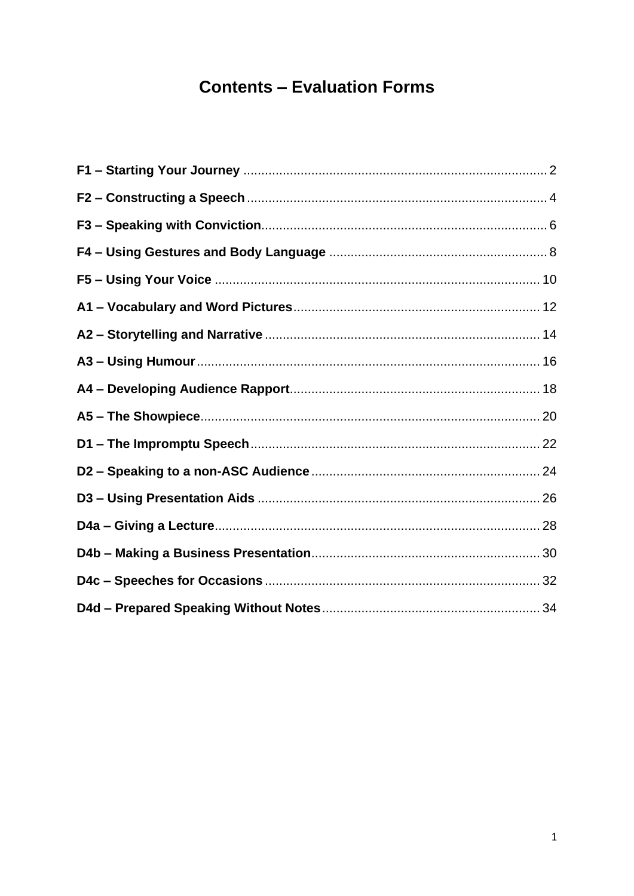# Contents – Evaluation Forms

**F1 – Starting Your Journey** ........ 2

**F2 – Constructing a Speech** ........ 4

**F3 – Speaking with Conviction** ........ 6

**F4 – Using Gestures and Body Language** ........ 8

**F5 – Using Your Voice** ........ 10

**A1 – Vocabulary and Word Pictures** ........ 12

**A2 – Storytelling and Narrative** ........ 14

**A3 – Using Humour** ........ 16

**A4 – Developing Audience Rapport** ........ 18

**A5 – The Showpiece** ........ 20

**D1 – The Impromptu Speech** ........ 22

**D2 – Speaking to a non-ASC Audience** ........ 24

**D3 – Using Presentation Aids** ........ 26

**D4a – Giving a Lecture** ........ 28

**D4b – Making a Business Presentation** ........ 30

**D4c – Speeches for Occasions** ........ 32

**D4d – Prepared Speaking Without Notes** ........ 34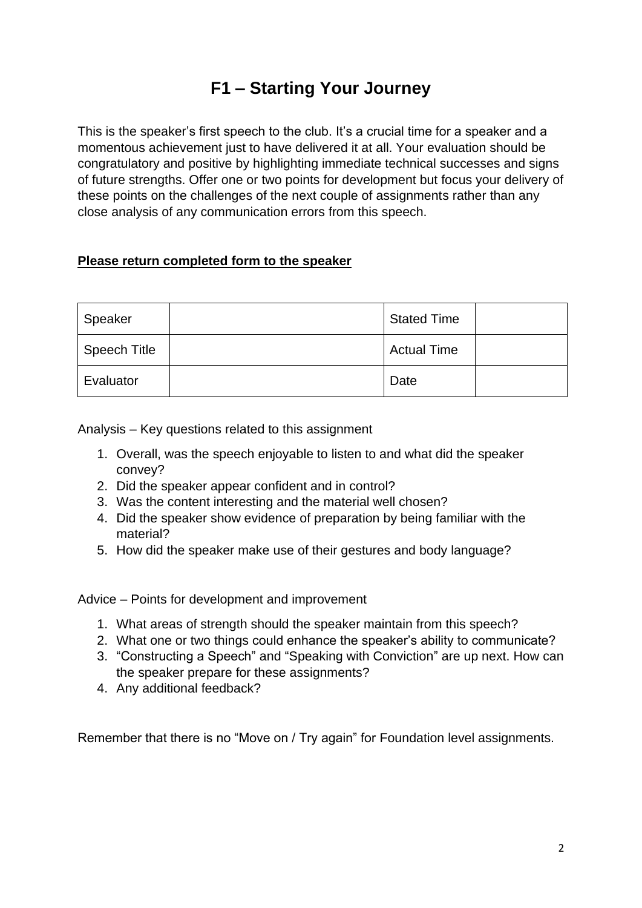# F1 – Starting Your Journey

This is the speaker's first speech to the club. It's a crucial time for a speaker and a momentous achievement just to have delivered it at all. Your evaluation should be congratulatory and positive by highlighting immediate technical successes and signs of future strengths. Offer one or two points for development but focus your delivery of these points on the challenges of the next couple of assignments rather than any close analysis of any communication errors from this speech.

**<u>Please return completed form to the speaker</u>**

| Speaker | | Stated Time | |
|---|---|---|---|
| Speech Title | | Actual Time | |
| Evaluator | | Date | |

Analysis – Key questions related to this assignment

1. Overall, was the speech enjoyable to listen to and what did the speaker convey?
2. Did the speaker appear confident and in control?
3. Was the content interesting and the material well chosen?
4. Did the speaker show evidence of preparation by being familiar with the material?
5. How did the speaker make use of their gestures and body language?

Advice – Points for development and improvement

1. What areas of strength should the speaker maintain from this speech?
2. What one or two things could enhance the speaker's ability to communicate?
3. "Constructing a Speech" and "Speaking with Conviction" are up next. How can the speaker prepare for these assignments?
4. Any additional feedback?

Remember that there is no "Move on / Try again" for Foundation level assignments.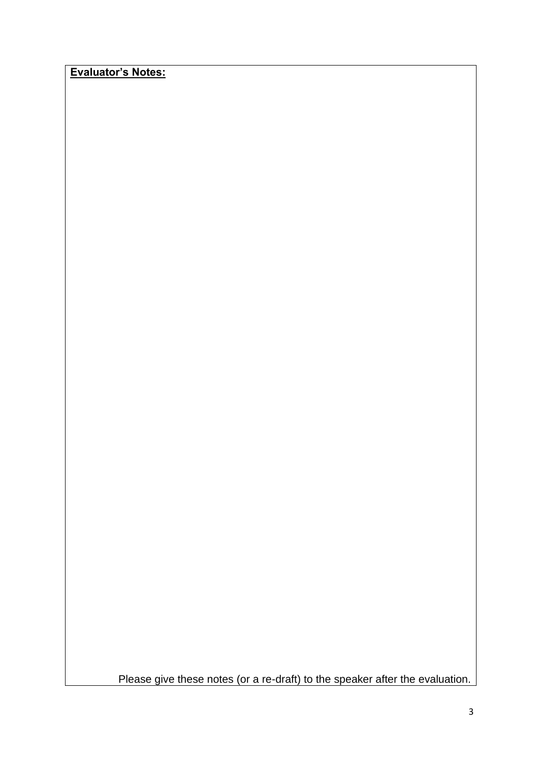**Evaluator's Notes:**

Please give these notes (or a re-draft) to the speaker after the evaluation.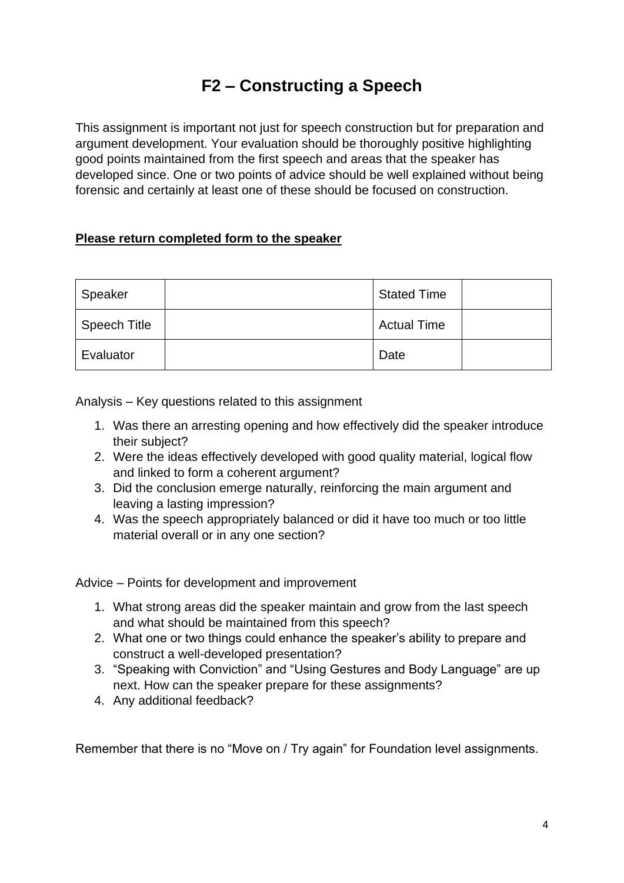# F2 – Constructing a Speech

This assignment is important not just for speech construction but for preparation and argument development. Your evaluation should be thoroughly positive highlighting good points maintained from the first speech and areas that the speaker has developed since. One or two points of advice should be well explained without being forensic and certainly at least one of these should be focused on construction.

**Please return completed form to the speaker**

| Speaker | | Stated Time | |
|---|---|---|---|
| Speech Title | | Actual Time | |
| Evaluator | | Date | |

Analysis – Key questions related to this assignment

1. Was there an arresting opening and how effectively did the speaker introduce their subject?
2. Were the ideas effectively developed with good quality material, logical flow and linked to form a coherent argument?
3. Did the conclusion emerge naturally, reinforcing the main argument and leaving a lasting impression?
4. Was the speech appropriately balanced or did it have too much or too little material overall or in any one section?

Advice – Points for development and improvement

1. What strong areas did the speaker maintain and grow from the last speech and what should be maintained from this speech?
2. What one or two things could enhance the speaker's ability to prepare and construct a well-developed presentation?
3. "Speaking with Conviction" and "Using Gestures and Body Language" are up next. How can the speaker prepare for these assignments?
4. Any additional feedback?

Remember that there is no "Move on / Try again" for Foundation level assignments.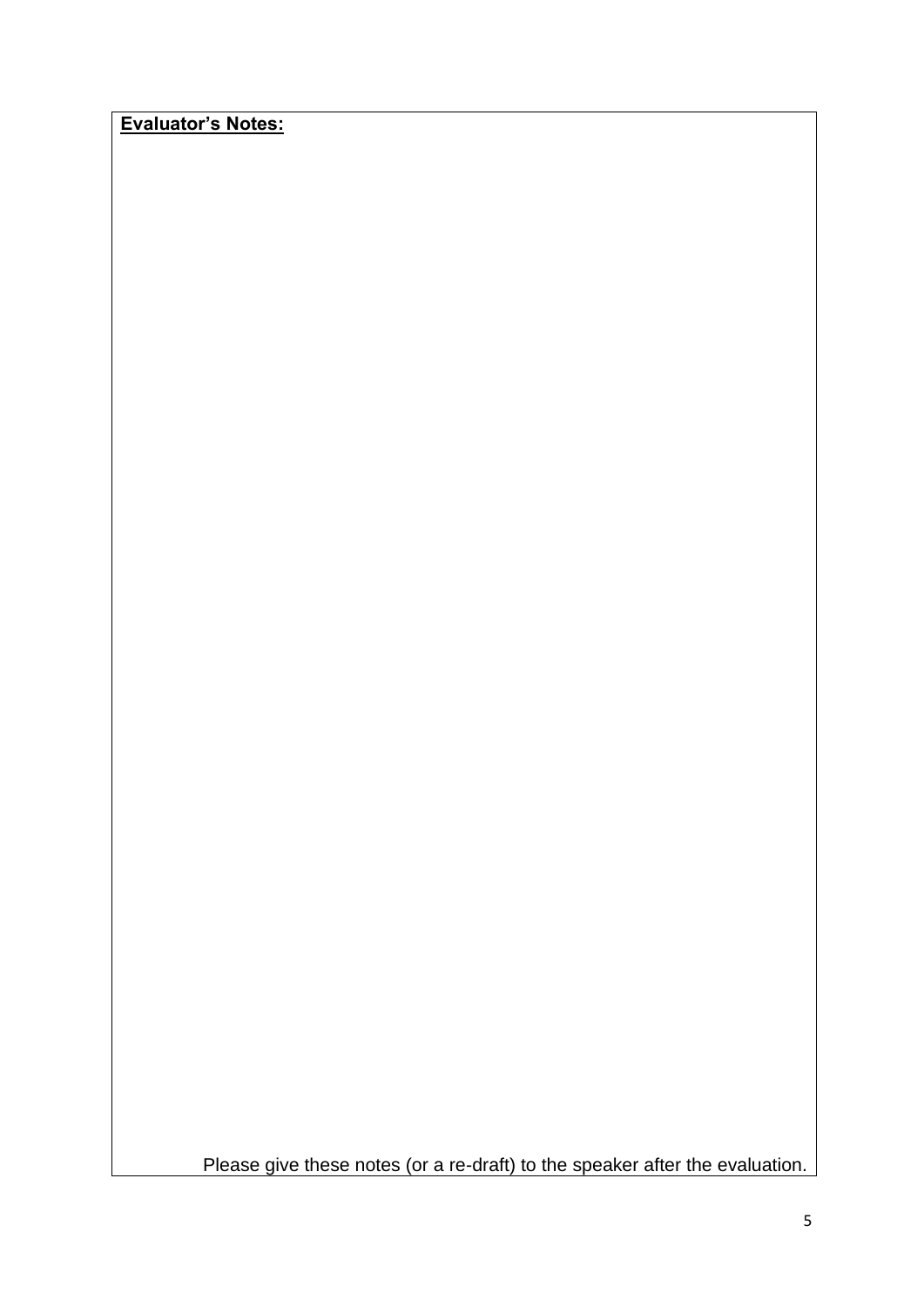**Evaluator's Notes:**

Please give these notes (or a re-draft) to the speaker after the evaluation.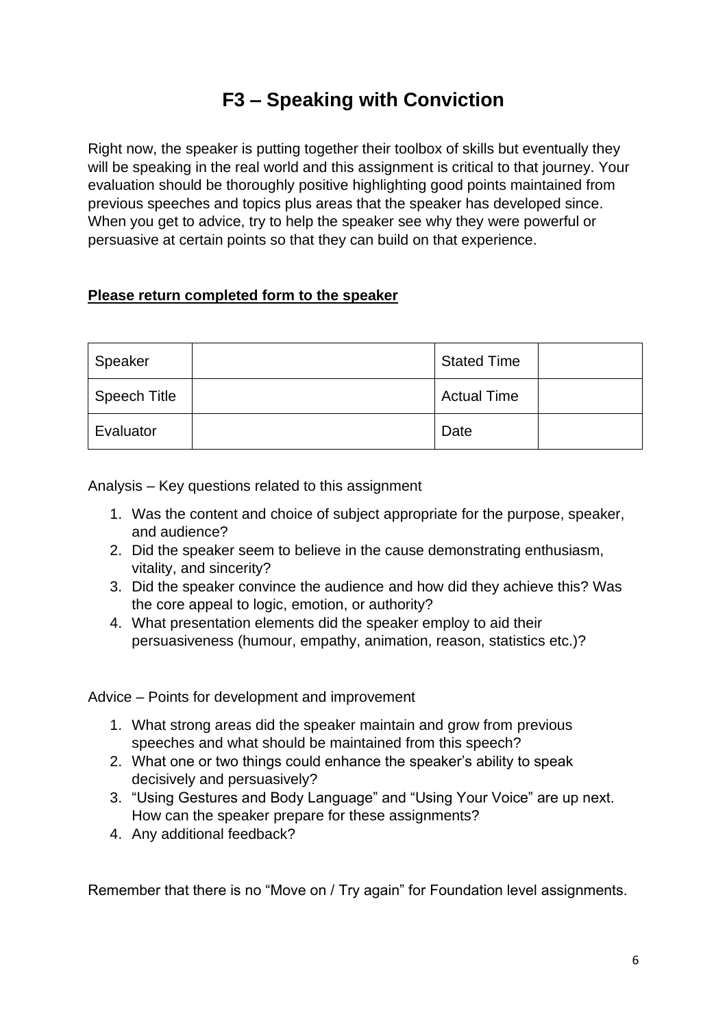# F3 – Speaking with Conviction

Right now, the speaker is putting together their toolbox of skills but eventually they will be speaking in the real world and this assignment is critical to that journey. Your evaluation should be thoroughly positive highlighting good points maintained from previous speeches and topics plus areas that the speaker has developed since. When you get to advice, try to help the speaker see why they were powerful or persuasive at certain points so that they can build on that experience.

**Please return completed form to the speaker**

| Speaker | | Stated Time | |
|---|---|---|---|
| Speech Title | | Actual Time | |
| Evaluator | | Date | |

Analysis – Key questions related to this assignment

1. Was the content and choice of subject appropriate for the purpose, speaker, and audience?
2. Did the speaker seem to believe in the cause demonstrating enthusiasm, vitality, and sincerity?
3. Did the speaker convince the audience and how did they achieve this? Was the core appeal to logic, emotion, or authority?
4. What presentation elements did the speaker employ to aid their persuasiveness (humour, empathy, animation, reason, statistics etc.)?

Advice – Points for development and improvement

1. What strong areas did the speaker maintain and grow from previous speeches and what should be maintained from this speech?
2. What one or two things could enhance the speaker's ability to speak decisively and persuasively?
3. "Using Gestures and Body Language" and "Using Your Voice" are up next. How can the speaker prepare for these assignments?
4. Any additional feedback?

Remember that there is no "Move on / Try again" for Foundation level assignments.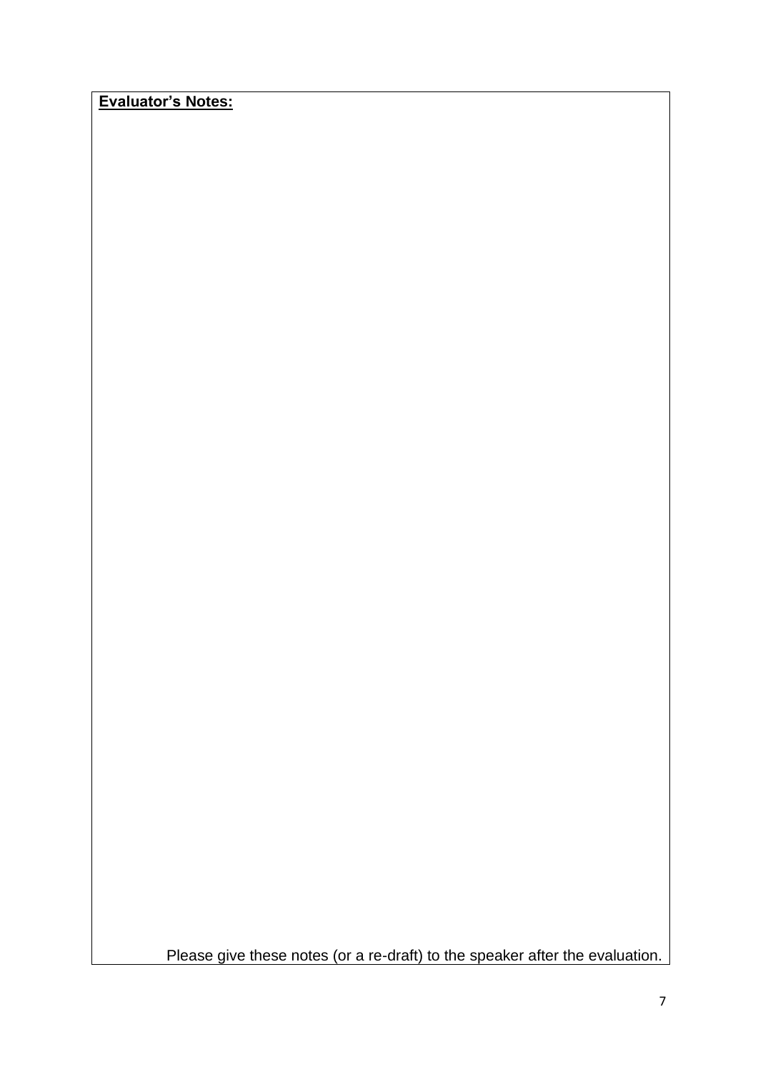**Evaluator's Notes:**

Please give these notes (or a re-draft) to the speaker after the evaluation.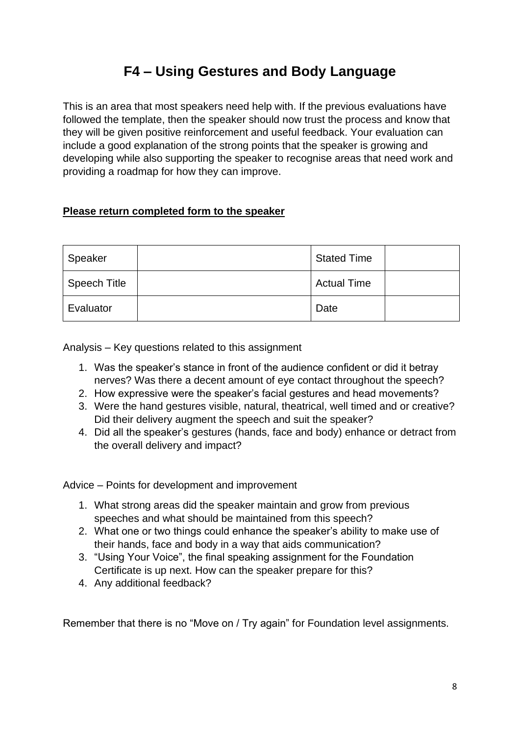# F4 – Using Gestures and Body Language

This is an area that most speakers need help with. If the previous evaluations have followed the template, then the speaker should now trust the process and know that they will be given positive reinforcement and useful feedback. Your evaluation can include a good explanation of the strong points that the speaker is growing and developing while also supporting the speaker to recognise areas that need work and providing a roadmap for how they can improve.

**<u>Please return completed form to the speaker</u>**

| Speaker | | Stated Time | |
|---|---|---|---|
| Speech Title | | Actual Time | |
| Evaluator | | Date | |

Analysis – Key questions related to this assignment

1. Was the speaker's stance in front of the audience confident or did it betray nerves? Was there a decent amount of eye contact throughout the speech?
2. How expressive were the speaker's facial gestures and head movements?
3. Were the hand gestures visible, natural, theatrical, well timed and or creative? Did their delivery augment the speech and suit the speaker?
4. Did all the speaker's gestures (hands, face and body) enhance or detract from the overall delivery and impact?

Advice – Points for development and improvement

1. What strong areas did the speaker maintain and grow from previous speeches and what should be maintained from this speech?
2. What one or two things could enhance the speaker's ability to make use of their hands, face and body in a way that aids communication?
3. "Using Your Voice", the final speaking assignment for the Foundation Certificate is up next. How can the speaker prepare for this?
4. Any additional feedback?

Remember that there is no "Move on / Try again" for Foundation level assignments.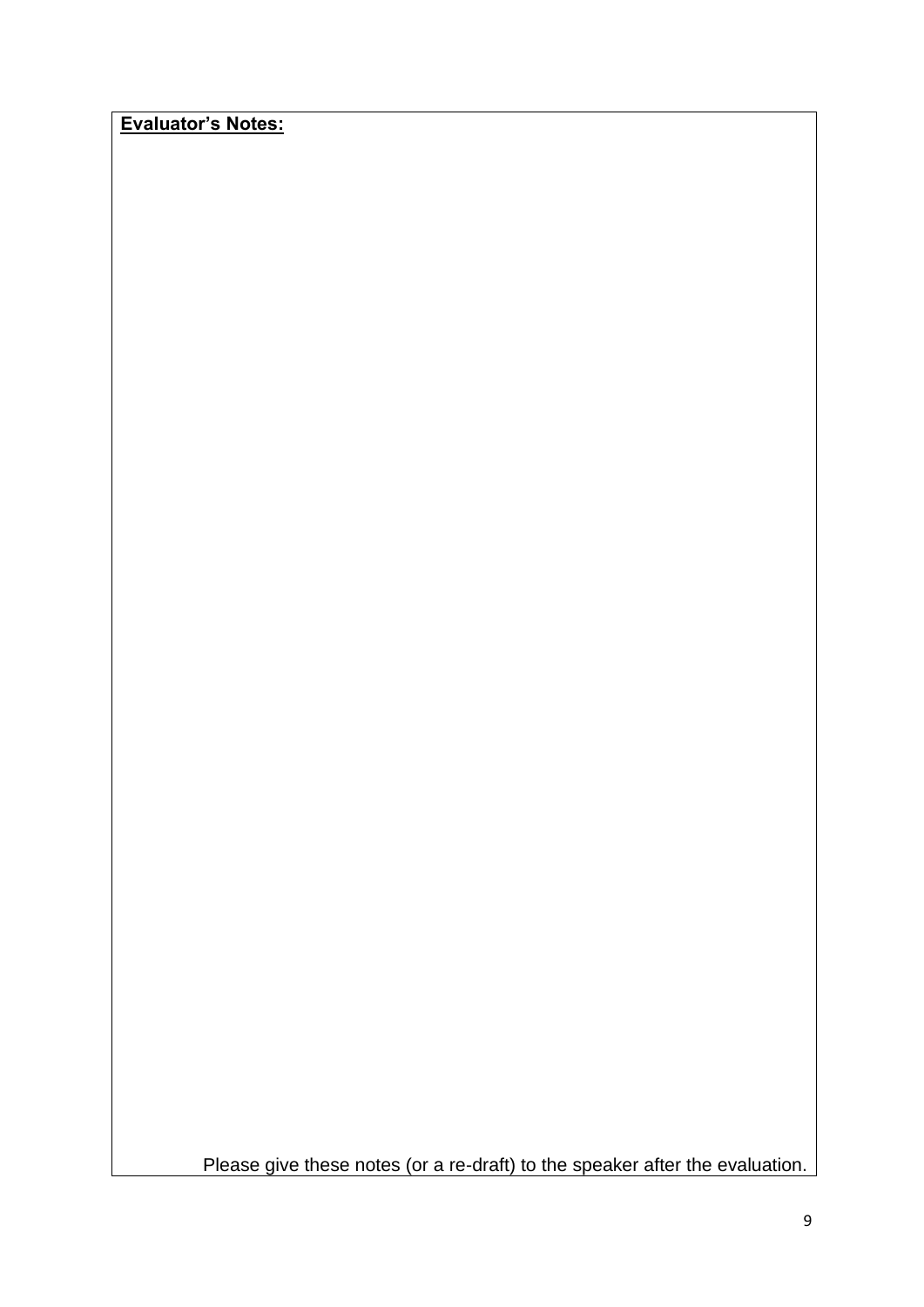**Evaluator's Notes:**

Please give these notes (or a re-draft) to the speaker after the evaluation.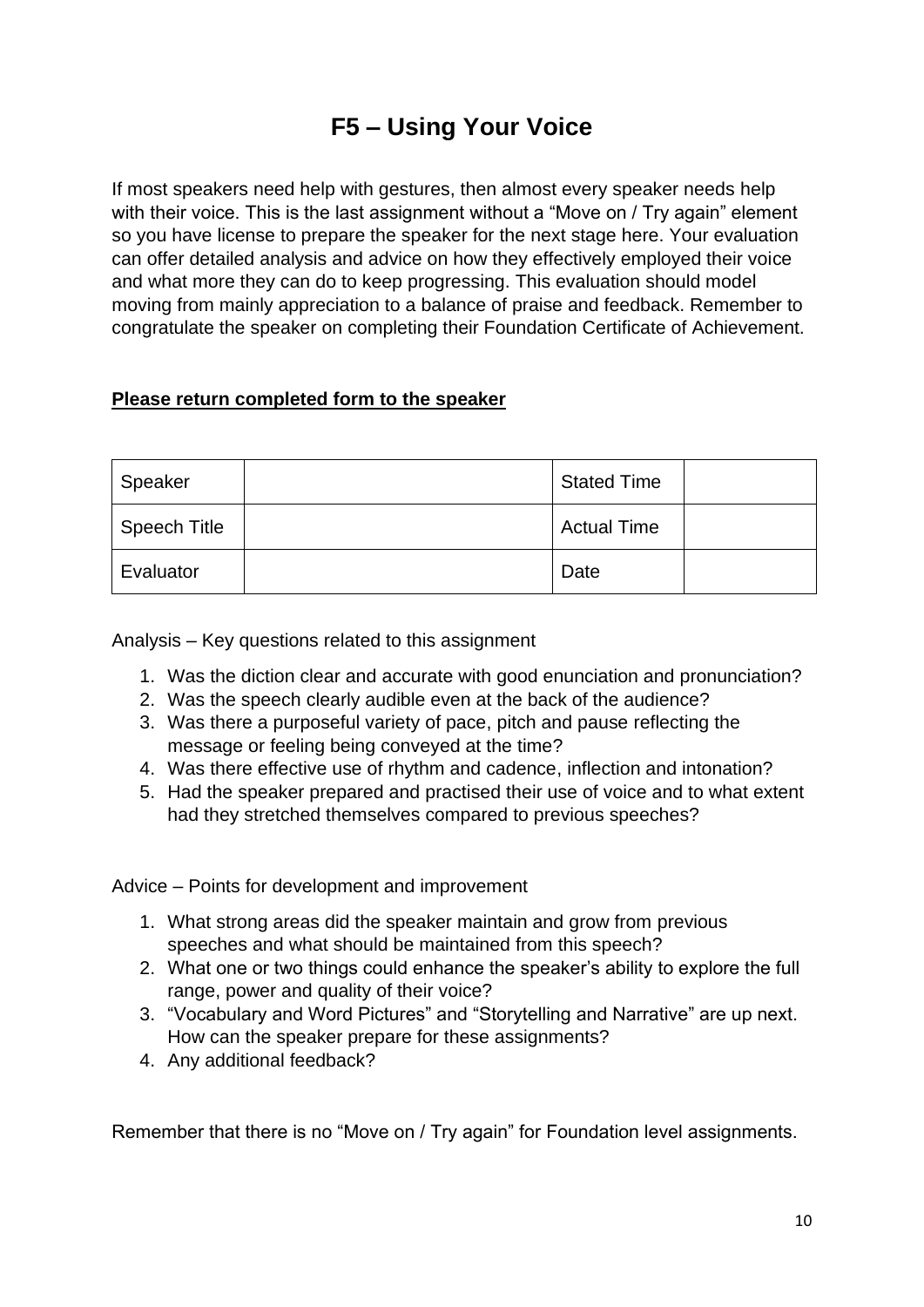# F5 – Using Your Voice

If most speakers need help with gestures, then almost every speaker needs help with their voice. This is the last assignment without a "Move on / Try again" element so you have license to prepare the speaker for the next stage here. Your evaluation can offer detailed analysis and advice on how they effectively employed their voice and what more they can do to keep progressing. This evaluation should model moving from mainly appreciation to a balance of praise and feedback. Remember to congratulate the speaker on completing their Foundation Certificate of Achievement.

**Please return completed form to the speaker**

| Speaker | | Stated Time | |
|---|---|---|---|
| Speech Title | | Actual Time | |
| Evaluator | | Date | |

Analysis – Key questions related to this assignment

1. Was the diction clear and accurate with good enunciation and pronunciation?
2. Was the speech clearly audible even at the back of the audience?
3. Was there a purposeful variety of pace, pitch and pause reflecting the message or feeling being conveyed at the time?
4. Was there effective use of rhythm and cadence, inflection and intonation?
5. Had the speaker prepared and practised their use of voice and to what extent had they stretched themselves compared to previous speeches?

Advice – Points for development and improvement

1. What strong areas did the speaker maintain and grow from previous speeches and what should be maintained from this speech?
2. What one or two things could enhance the speaker's ability to explore the full range, power and quality of their voice?
3. "Vocabulary and Word Pictures" and "Storytelling and Narrative" are up next. How can the speaker prepare for these assignments?
4. Any additional feedback?

Remember that there is no "Move on / Try again" for Foundation level assignments.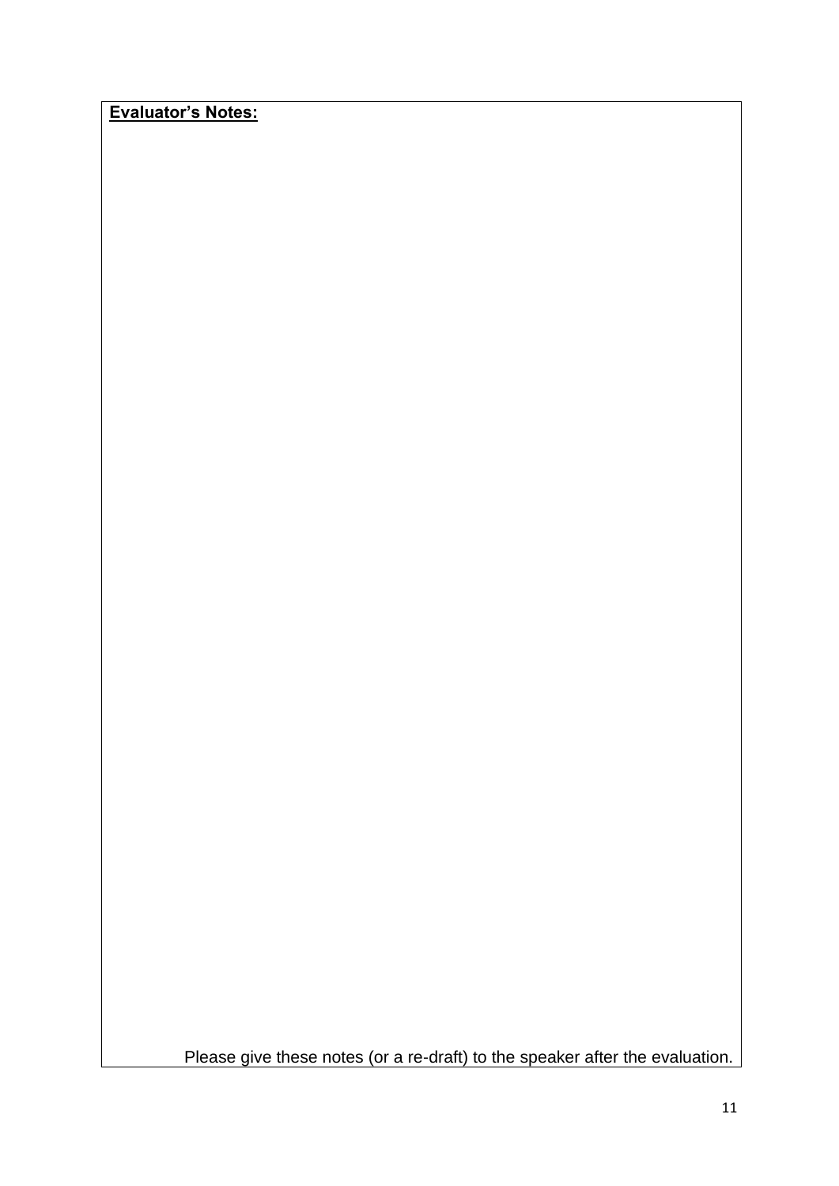**Evaluator's Notes:**

Please give these notes (or a re-draft) to the speaker after the evaluation.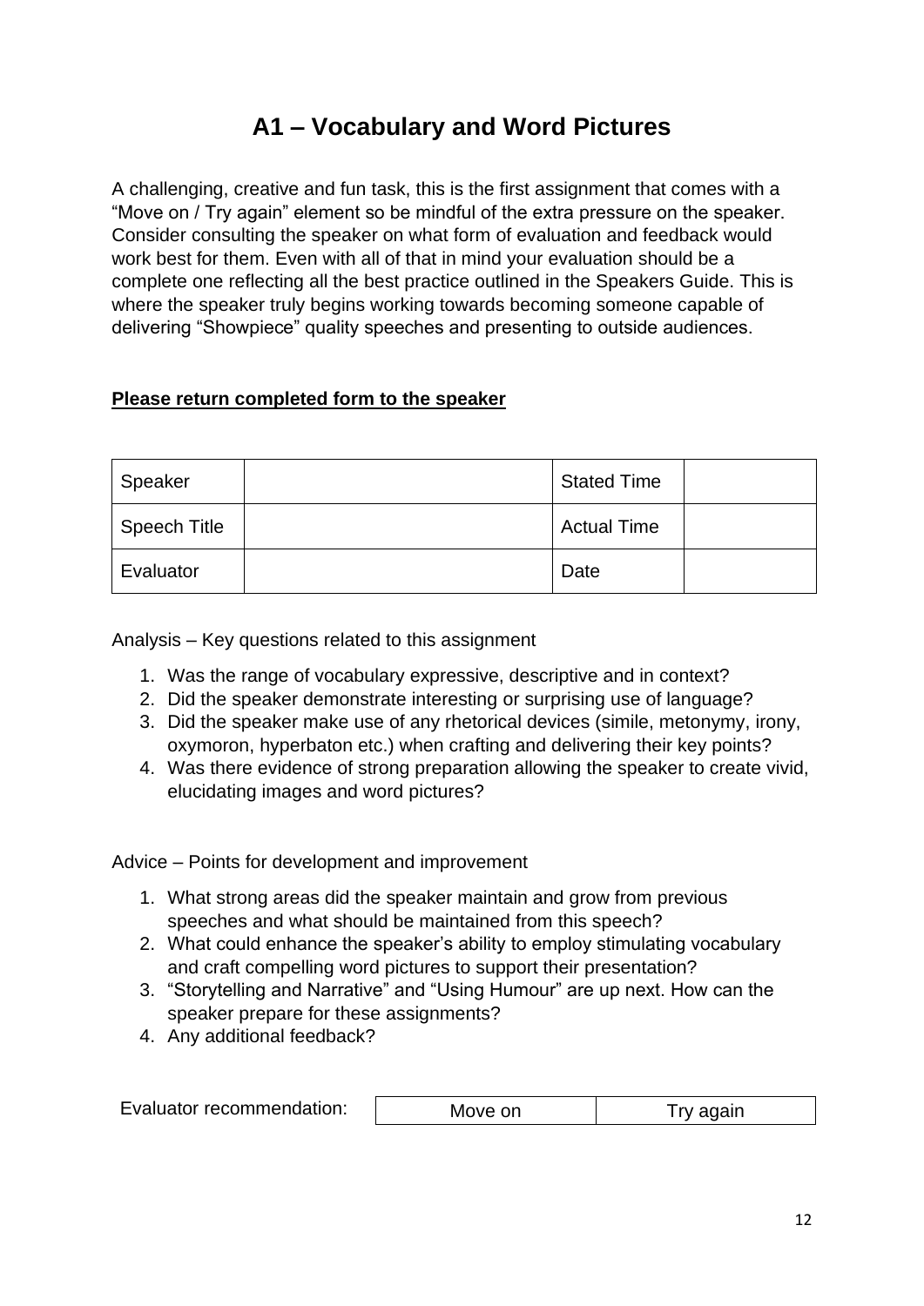# A1 – Vocabulary and Word Pictures

A challenging, creative and fun task, this is the first assignment that comes with a "Move on / Try again" element so be mindful of the extra pressure on the speaker. Consider consulting the speaker on what form of evaluation and feedback would work best for them. Even with all of that in mind your evaluation should be a complete one reflecting all the best practice outlined in the Speakers Guide. This is where the speaker truly begins working towards becoming someone capable of delivering "Showpiece" quality speeches and presenting to outside audiences.

**<u>Please return completed form to the speaker</u>**

| Speaker | | Stated Time | |
|---|---|---|---|
| Speech Title | | Actual Time | |
| Evaluator | | Date | |

Analysis – Key questions related to this assignment

1. Was the range of vocabulary expressive, descriptive and in context?
2. Did the speaker demonstrate interesting or surprising use of language?
3. Did the speaker make use of any rhetorical devices (simile, metonymy, irony, oxymoron, hyperbaton etc.) when crafting and delivering their key points?
4. Was there evidence of strong preparation allowing the speaker to create vivid, elucidating images and word pictures?

Advice – Points for development and improvement

1. What strong areas did the speaker maintain and grow from previous speeches and what should be maintained from this speech?
2. What could enhance the speaker's ability to employ stimulating vocabulary and craft compelling word pictures to support their presentation?
3. "Storytelling and Narrative" and "Using Humour" are up next. How can the speaker prepare for these assignments?
4. Any additional feedback?

| Evaluator recommendation: | Move on | Try again |
|---|---|---|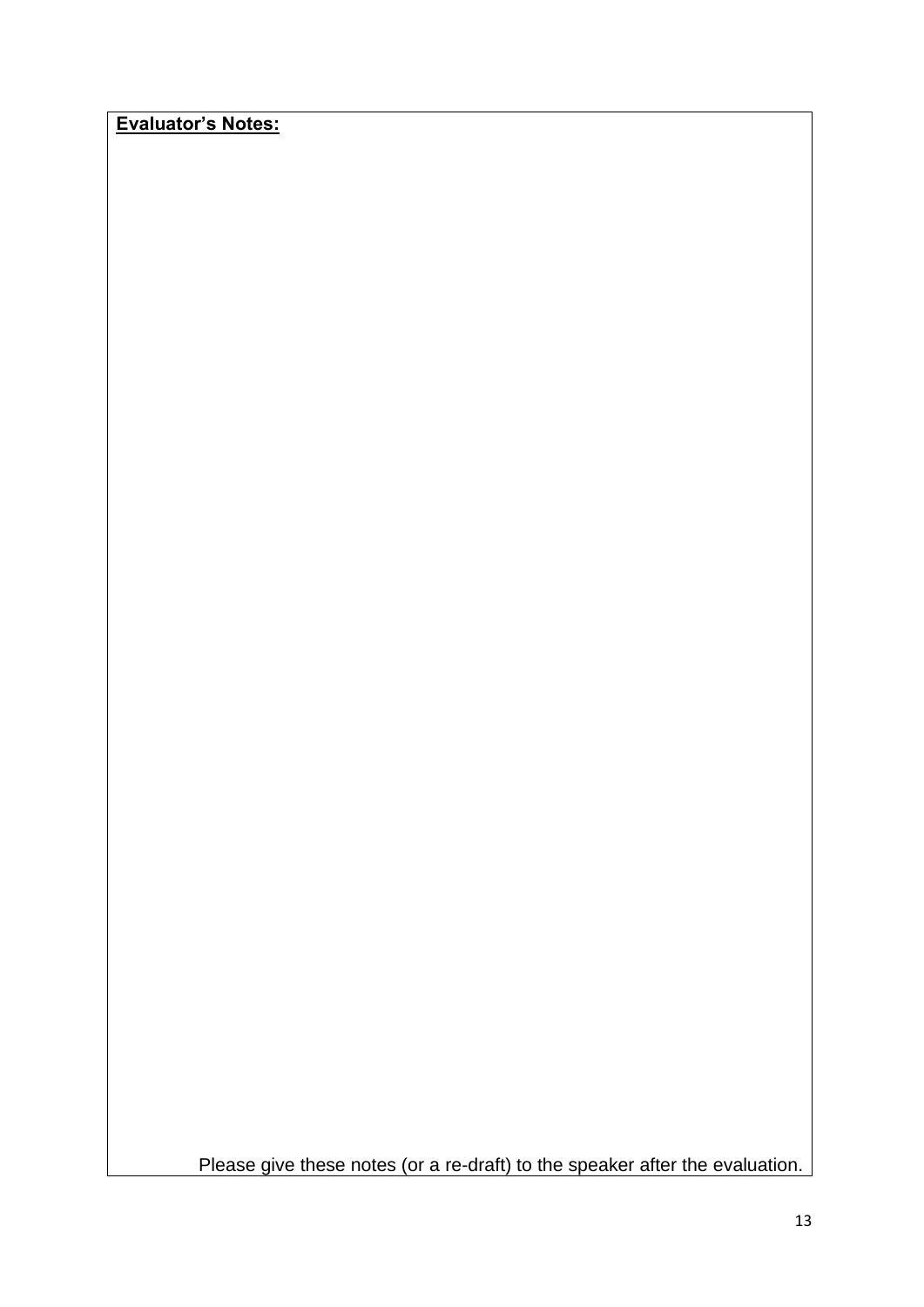**Evaluator's Notes:**

Please give these notes (or a re-draft) to the speaker after the evaluation.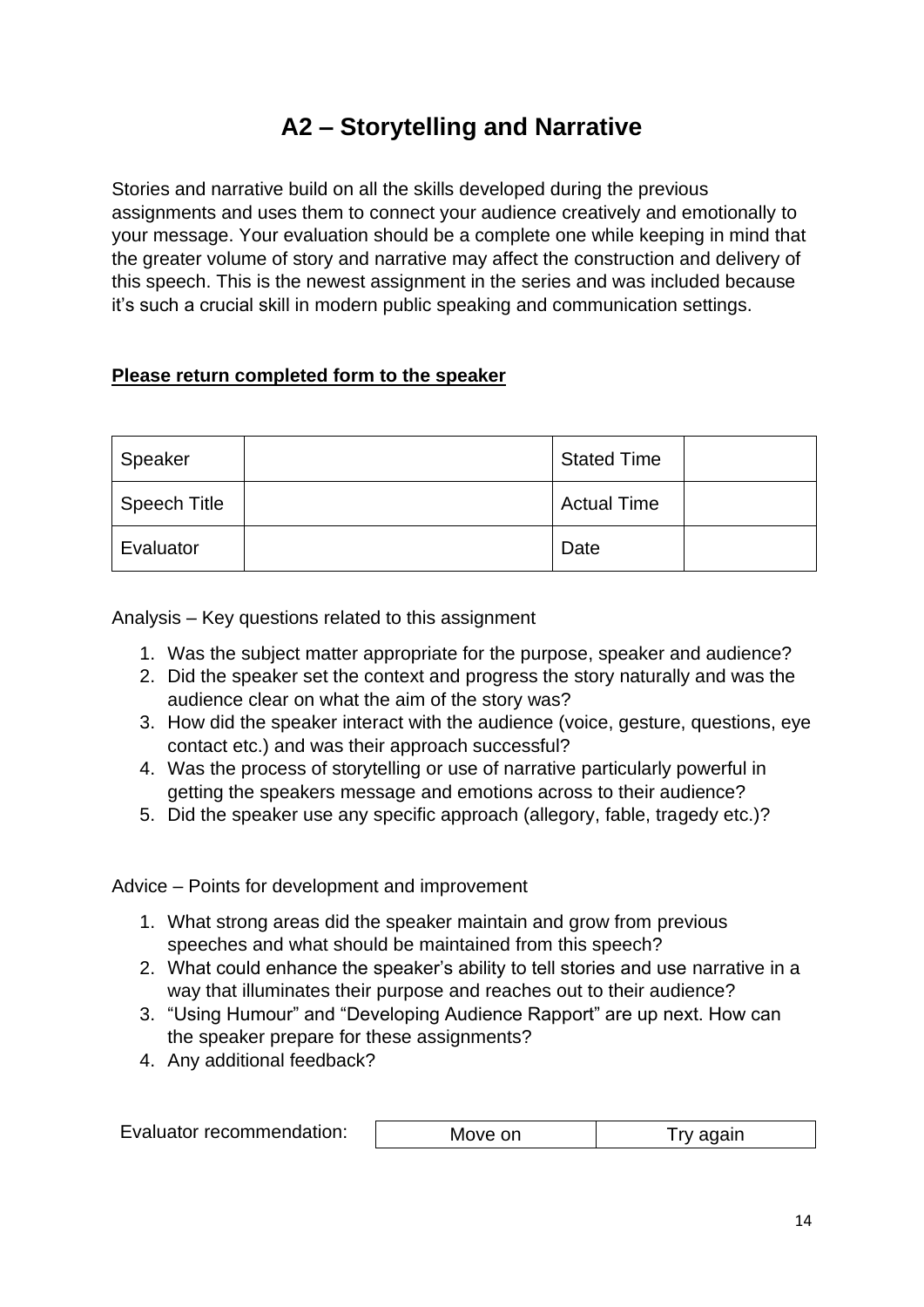# A2 – Storytelling and Narrative

Stories and narrative build on all the skills developed during the previous assignments and uses them to connect your audience creatively and emotionally to your message. Your evaluation should be a complete one while keeping in mind that the greater volume of story and narrative may affect the construction and delivery of this speech. This is the newest assignment in the series and was included because it's such a crucial skill in modern public speaking and communication settings.

**Please return completed form to the speaker**

| Speaker | | Stated Time | |
|---|---|---|---|
| Speech Title | | Actual Time | |
| Evaluator | | Date | |

Analysis – Key questions related to this assignment

1. Was the subject matter appropriate for the purpose, speaker and audience?
2. Did the speaker set the context and progress the story naturally and was the audience clear on what the aim of the story was?
3. How did the speaker interact with the audience (voice, gesture, questions, eye contact etc.) and was their approach successful?
4. Was the process of storytelling or use of narrative particularly powerful in getting the speakers message and emotions across to their audience?
5. Did the speaker use any specific approach (allegory, fable, tragedy etc.)?

Advice – Points for development and improvement

1. What strong areas did the speaker maintain and grow from previous speeches and what should be maintained from this speech?
2. What could enhance the speaker's ability to tell stories and use narrative in a way that illuminates their purpose and reaches out to their audience?
3. "Using Humour" and "Developing Audience Rapport" are up next. How can the speaker prepare for these assignments?
4. Any additional feedback?

| Evaluator recommendation: | Move on | Try again |
|---|---|---|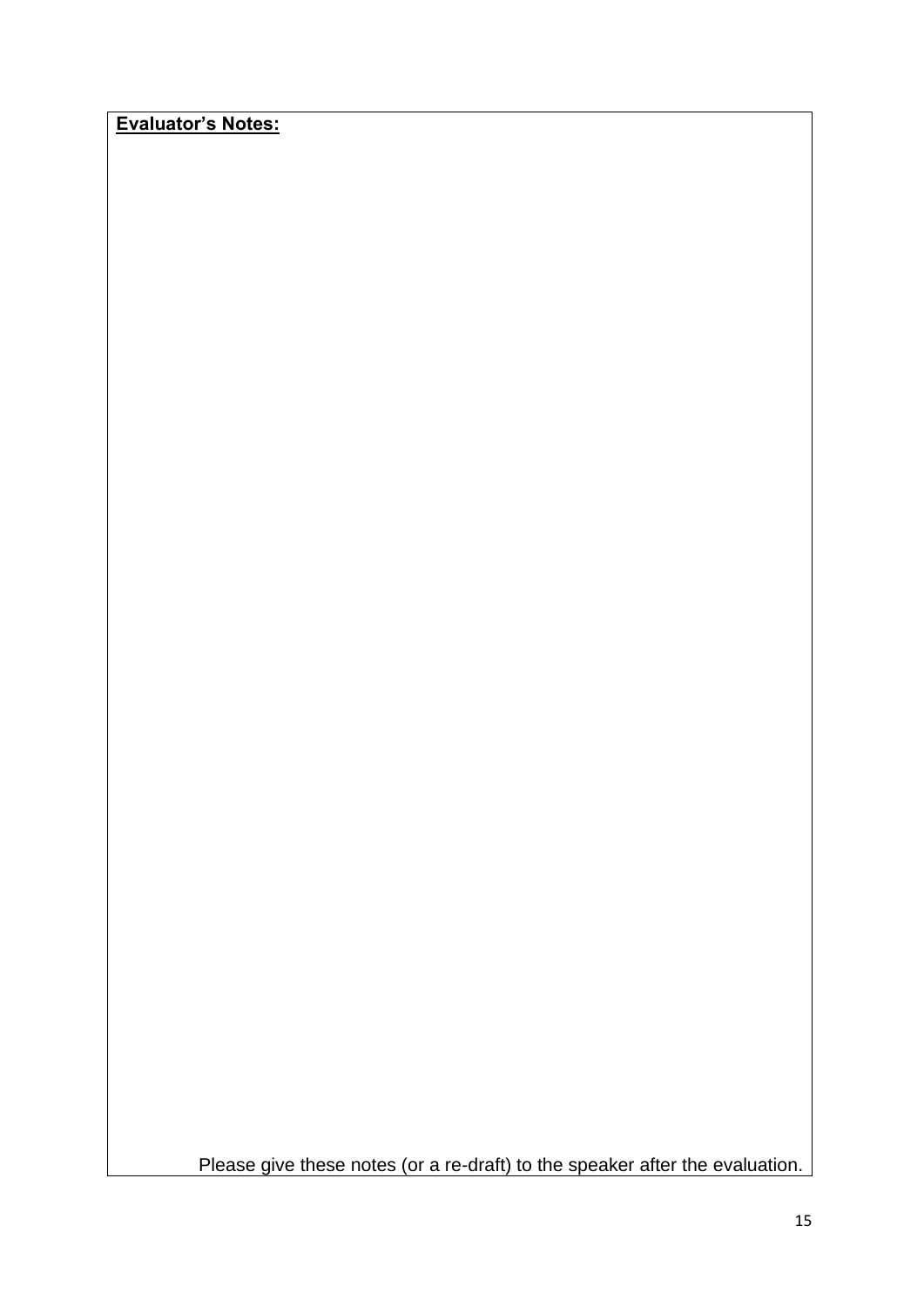**Evaluator's Notes:**

Please give these notes (or a re-draft) to the speaker after the evaluation.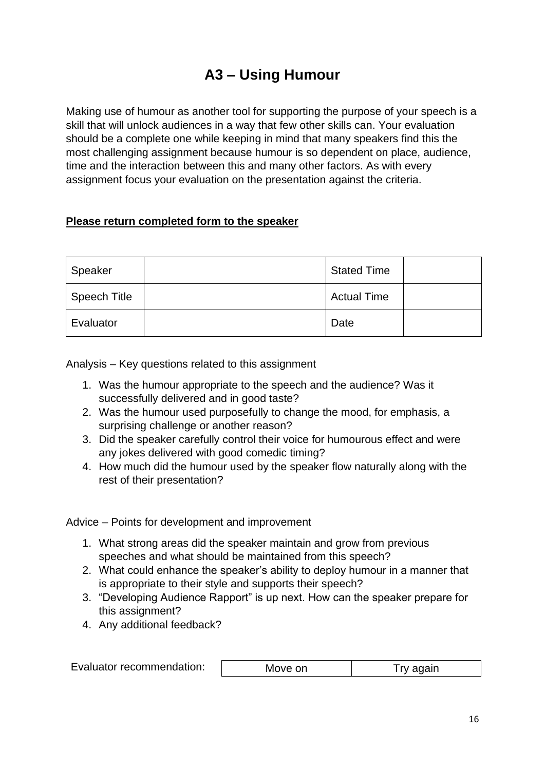# A3 – Using Humour

Making use of humour as another tool for supporting the purpose of your speech is a skill that will unlock audiences in a way that few other skills can. Your evaluation should be a complete one while keeping in mind that many speakers find this the most challenging assignment because humour is so dependent on place, audience, time and the interaction between this and many other factors. As with every assignment focus your evaluation on the presentation against the criteria.

**<u>Please return completed form to the speaker</u>**

| Speaker | | Stated Time | |
|---|---|---|---|
| Speech Title | | Actual Time | |
| Evaluator | | Date | |

Analysis – Key questions related to this assignment

1. Was the humour appropriate to the speech and the audience? Was it successfully delivered and in good taste?
2. Was the humour used purposefully to change the mood, for emphasis, a surprising challenge or another reason?
3. Did the speaker carefully control their voice for humourous effect and were any jokes delivered with good comedic timing?
4. How much did the humour used by the speaker flow naturally along with the rest of their presentation?

Advice – Points for development and improvement

1. What strong areas did the speaker maintain and grow from previous speeches and what should be maintained from this speech?
2. What could enhance the speaker's ability to deploy humour in a manner that is appropriate to their style and supports their speech?
3. "Developing Audience Rapport" is up next. How can the speaker prepare for this assignment?
4. Any additional feedback?

| Evaluator recommendation: | Move on | Try again |
|---|---|---|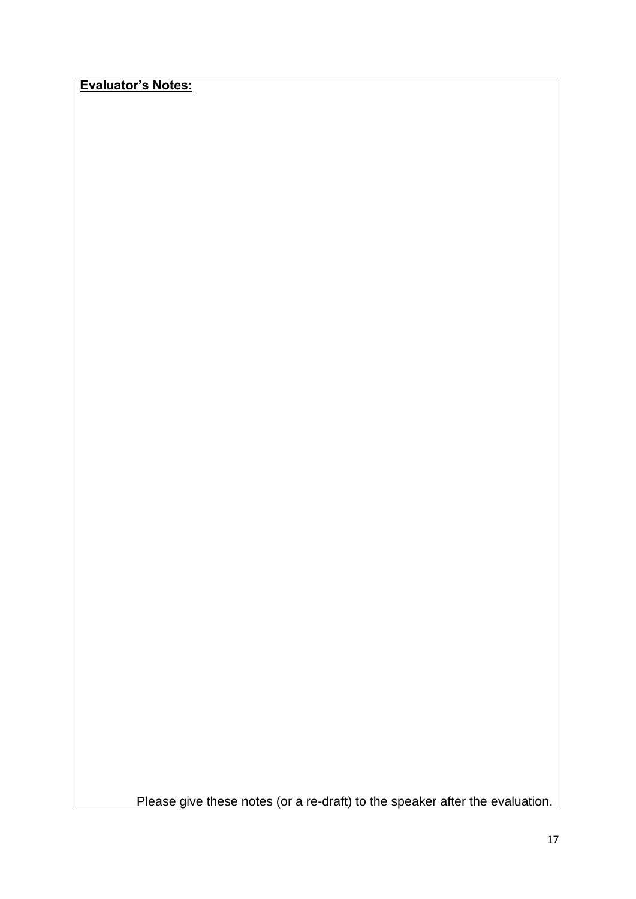**Evaluator's Notes:**

Please give these notes (or a re-draft) to the speaker after the evaluation.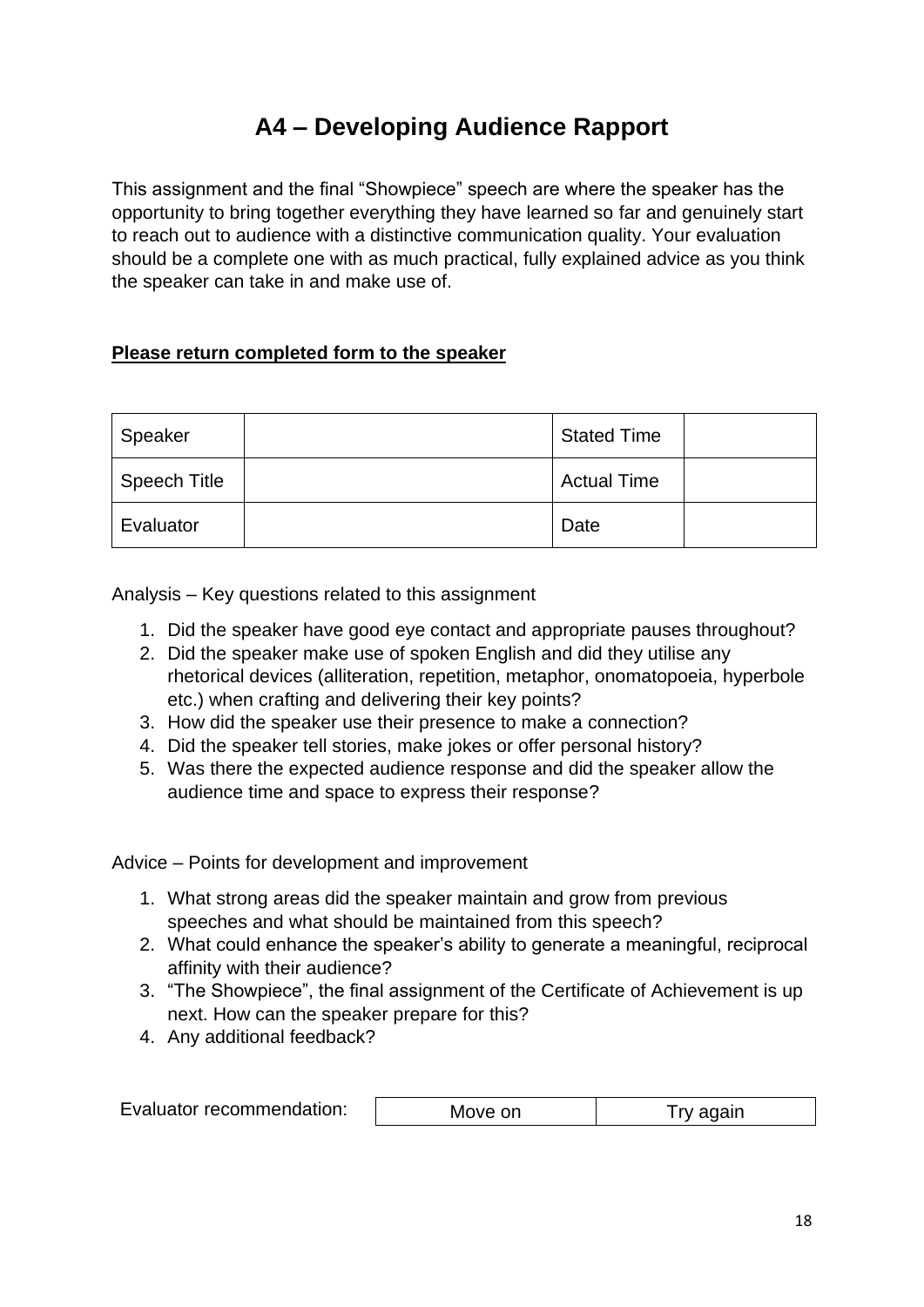# A4 – Developing Audience Rapport

This assignment and the final "Showpiece" speech are where the speaker has the opportunity to bring together everything they have learned so far and genuinely start to reach out to audience with a distinctive communication quality. Your evaluation should be a complete one with as much practical, fully explained advice as you think the speaker can take in and make use of.

**Please return completed form to the speaker**

| Speaker | | Stated Time | |
|---|---|---|---|
| Speech Title | | Actual Time | |
| Evaluator | | Date | |

Analysis – Key questions related to this assignment

1. Did the speaker have good eye contact and appropriate pauses throughout?
2. Did the speaker make use of spoken English and did they utilise any rhetorical devices (alliteration, repetition, metaphor, onomatopoeia, hyperbole etc.) when crafting and delivering their key points?
3. How did the speaker use their presence to make a connection?
4. Did the speaker tell stories, make jokes or offer personal history?
5. Was there the expected audience response and did the speaker allow the audience time and space to express their response?

Advice – Points for development and improvement

1. What strong areas did the speaker maintain and grow from previous speeches and what should be maintained from this speech?
2. What could enhance the speaker's ability to generate a meaningful, reciprocal affinity with their audience?
3. "The Showpiece", the final assignment of the Certificate of Achievement is up next. How can the speaker prepare for this?
4. Any additional feedback?

| Evaluator recommendation: | Move on | Try again |
|---|---|---|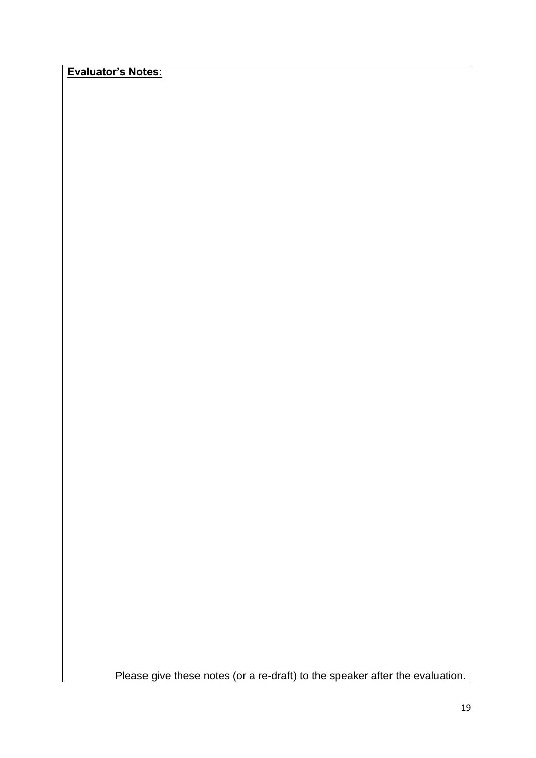**Evaluator's Notes:**

Please give these notes (or a re-draft) to the speaker after the evaluation.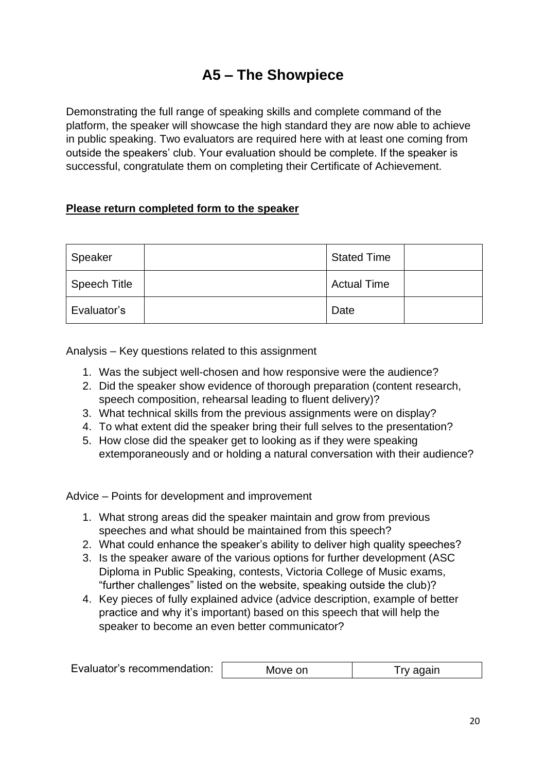# A5 – The Showpiece

Demonstrating the full range of speaking skills and complete command of the platform, the speaker will showcase the high standard they are now able to achieve in public speaking. Two evaluators are required here with at least one coming from outside the speakers' club. Your evaluation should be complete. If the speaker is successful, congratulate them on completing their Certificate of Achievement.

**<u>Please return completed form to the speaker</u>**

| Speaker | | Stated Time | |
|---|---|---|---|
| Speech Title | | Actual Time | |
| Evaluator's | | Date | |

Analysis – Key questions related to this assignment

1. Was the subject well-chosen and how responsive were the audience?
2. Did the speaker show evidence of thorough preparation (content research, speech composition, rehearsal leading to fluent delivery)?
3. What technical skills from the previous assignments were on display?
4. To what extent did the speaker bring their full selves to the presentation?
5. How close did the speaker get to looking as if they were speaking extemporaneously and or holding a natural conversation with their audience?

Advice – Points for development and improvement

1. What strong areas did the speaker maintain and grow from previous speeches and what should be maintained from this speech?
2. What could enhance the speaker's ability to deliver high quality speeches?
3. Is the speaker aware of the various options for further development (ASC Diploma in Public Speaking, contests, Victoria College of Music exams, "further challenges" listed on the website, speaking outside the club)?
4. Key pieces of fully explained advice (advice description, example of better practice and why it's important) based on this speech that will help the speaker to become an even better communicator?

| Evaluator's recommendation: | Move on | Try again |
|---|---|---|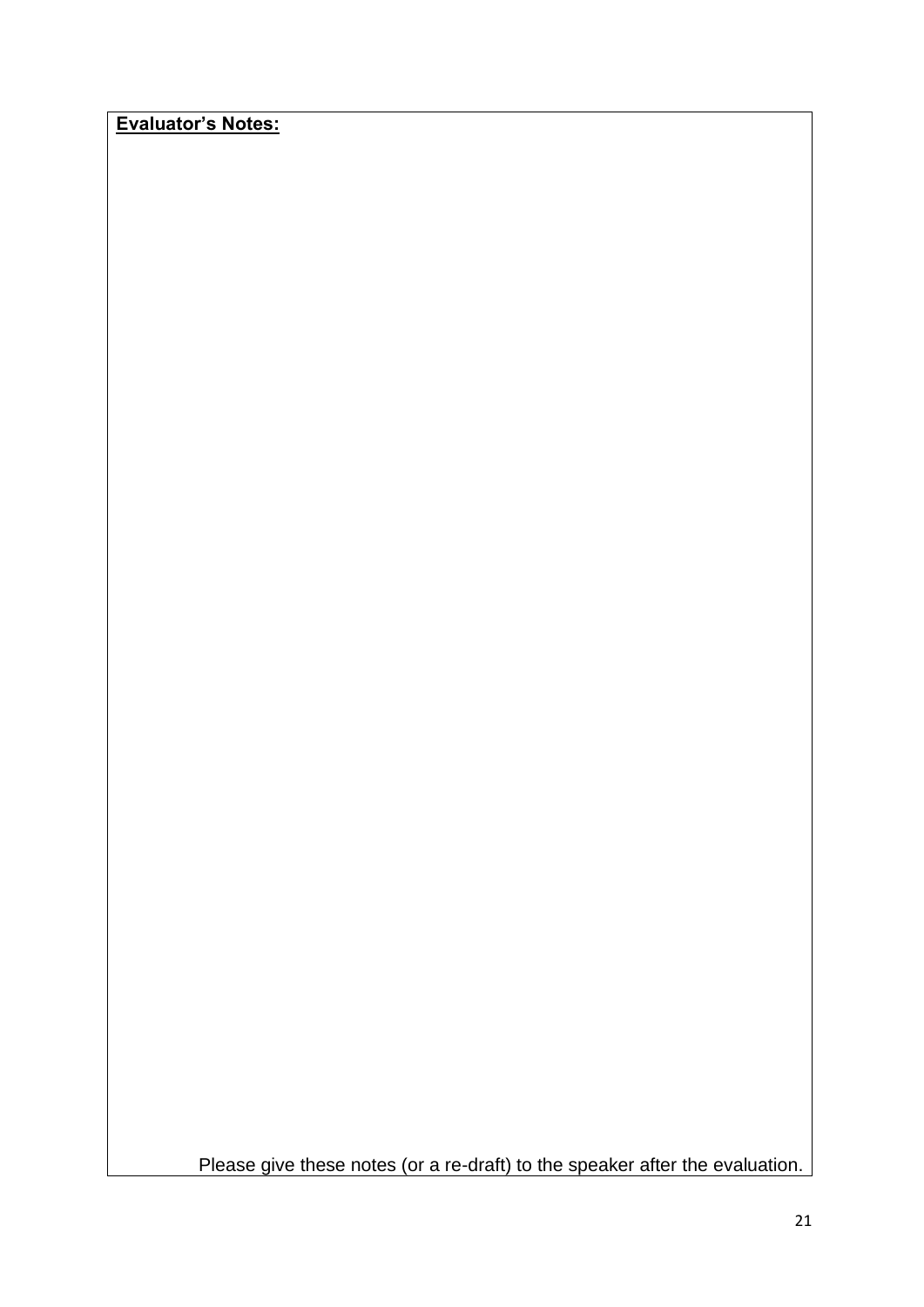**Evaluator's Notes:**

Please give these notes (or a re-draft) to the speaker after the evaluation.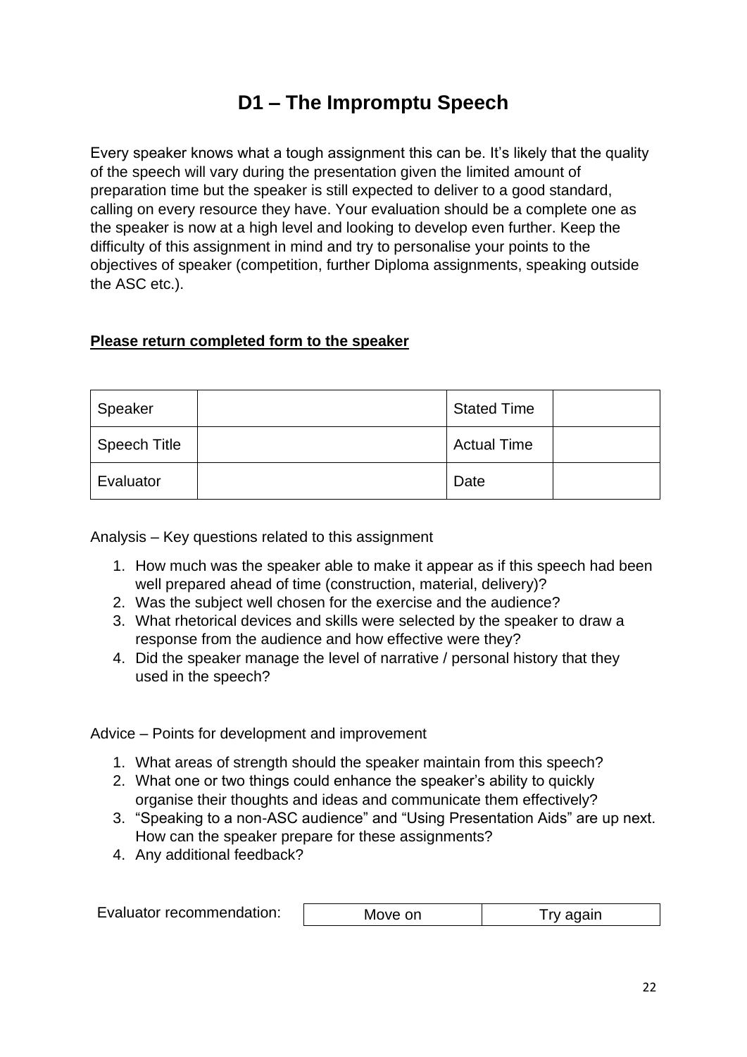# D1 – The Impromptu Speech

Every speaker knows what a tough assignment this can be. It's likely that the quality of the speech will vary during the presentation given the limited amount of preparation time but the speaker is still expected to deliver to a good standard, calling on every resource they have. Your evaluation should be a complete one as the speaker is now at a high level and looking to develop even further. Keep the difficulty of this assignment in mind and try to personalise your points to the objectives of speaker (competition, further Diploma assignments, speaking outside the ASC etc.).

**Please return completed form to the speaker**

| Speaker | | Stated Time | |
|---|---|---|---|
| Speech Title | | Actual Time | |
| Evaluator | | Date | |

Analysis – Key questions related to this assignment

1. How much was the speaker able to make it appear as if this speech had been well prepared ahead of time (construction, material, delivery)?
2. Was the subject well chosen for the exercise and the audience?
3. What rhetorical devices and skills were selected by the speaker to draw a response from the audience and how effective were they?
4. Did the speaker manage the level of narrative / personal history that they used in the speech?

Advice – Points for development and improvement

1. What areas of strength should the speaker maintain from this speech?
2. What one or two things could enhance the speaker's ability to quickly organise their thoughts and ideas and communicate them effectively?
3. "Speaking to a non-ASC audience" and "Using Presentation Aids" are up next. How can the speaker prepare for these assignments?
4. Any additional feedback?

| Evaluator recommendation: | Move on | Try again |
|---|---|---|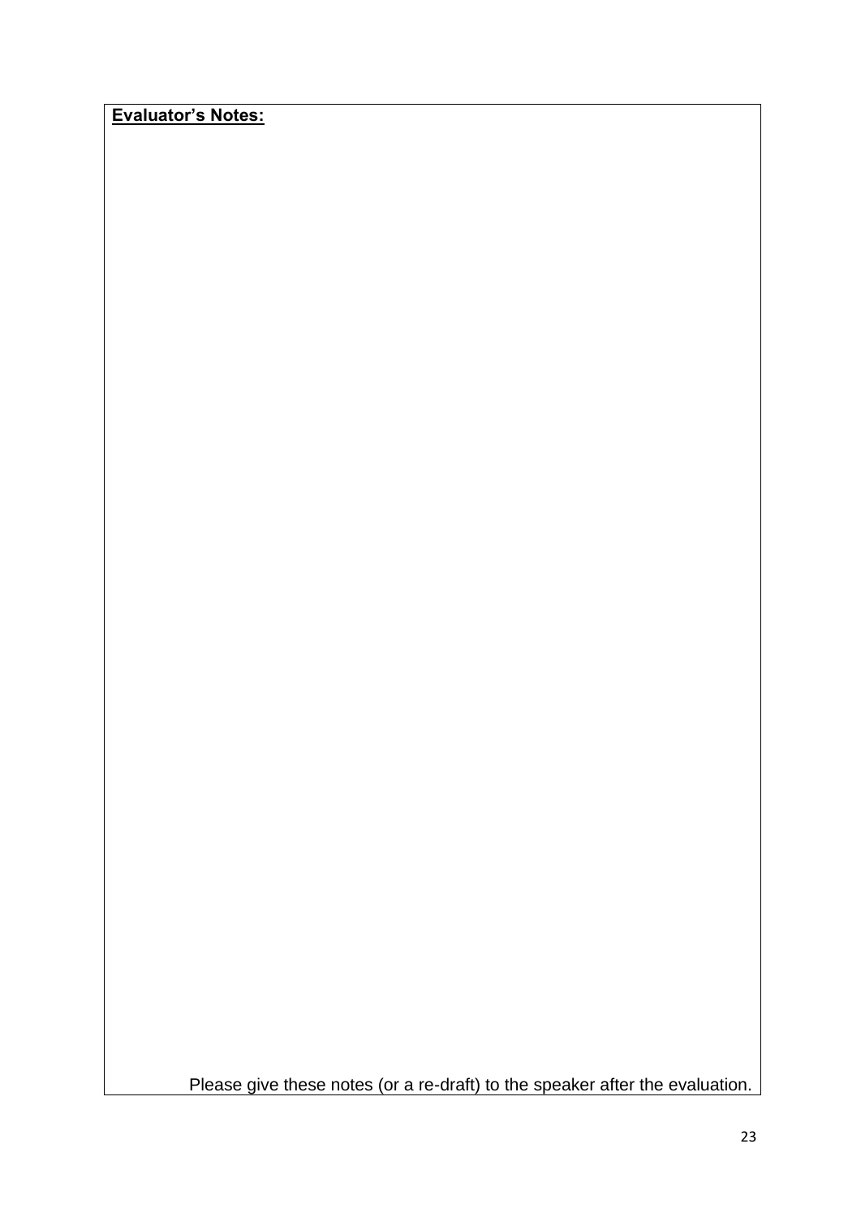**Evaluator's Notes:**

Please give these notes (or a re-draft) to the speaker after the evaluation.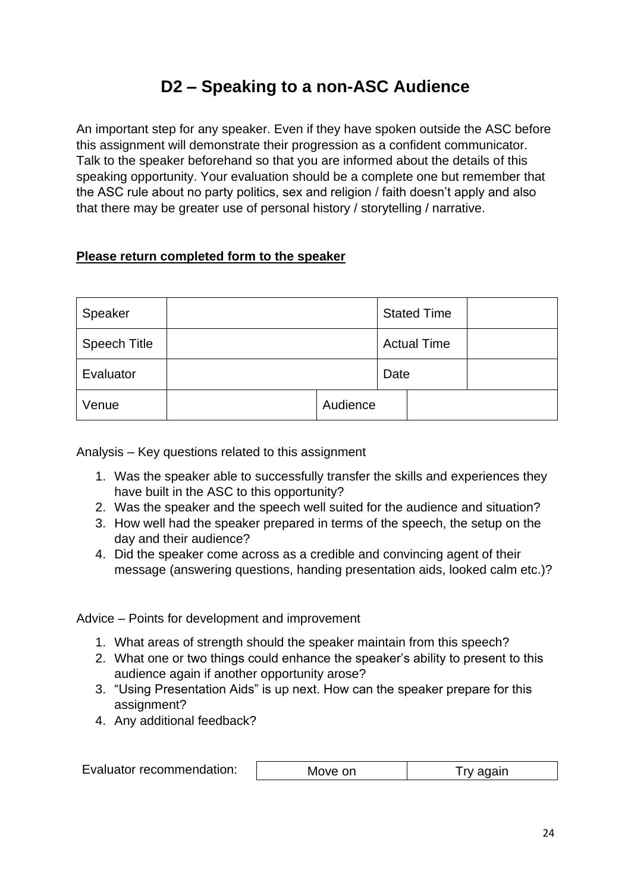# D2 – Speaking to a non-ASC Audience

An important step for any speaker. Even if they have spoken outside the ASC before this assignment will demonstrate their progression as a confident communicator. Talk to the speaker beforehand so that you are informed about the details of this speaking opportunity. Your evaluation should be a complete one but remember that the ASC rule about no party politics, sex and religion / faith doesn't apply and also that there may be greater use of personal history / storytelling / narrative.

**<u>Please return completed form to the speaker</u>**

| Speaker | | | Stated Time | |
|---|---|---|---|---|
| Speech Title | | | Actual Time | |
| Evaluator | | | Date | |
| Venue | | Audience | | |

Analysis – Key questions related to this assignment

1. Was the speaker able to successfully transfer the skills and experiences they have built in the ASC to this opportunity?
2. Was the speaker and the speech well suited for the audience and situation?
3. How well had the speaker prepared in terms of the speech, the setup on the day and their audience?
4. Did the speaker come across as a credible and convincing agent of their message (answering questions, handing presentation aids, looked calm etc.)?

Advice – Points for development and improvement

1. What areas of strength should the speaker maintain from this speech?
2. What one or two things could enhance the speaker's ability to present to this audience again if another opportunity arose?
3. "Using Presentation Aids" is up next. How can the speaker prepare for this assignment?
4. Any additional feedback?

| Evaluator recommendation: | Move on | Try again |
|---|---|---|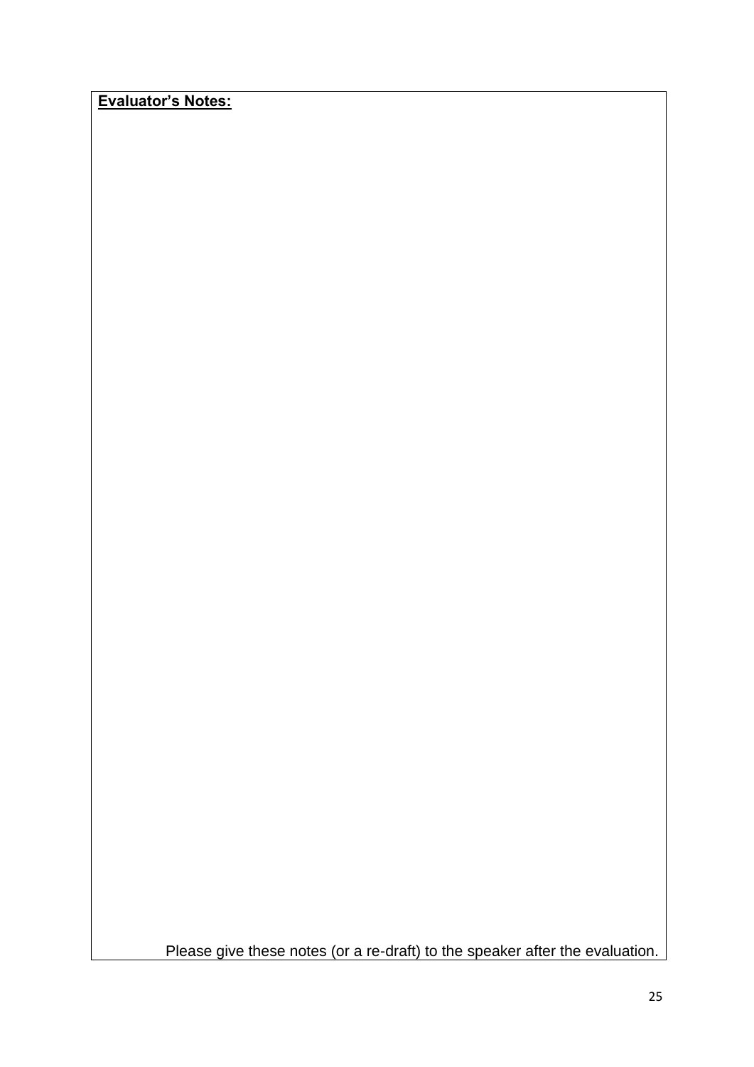**Evaluator's Notes:**

Please give these notes (or a re-draft) to the speaker after the evaluation.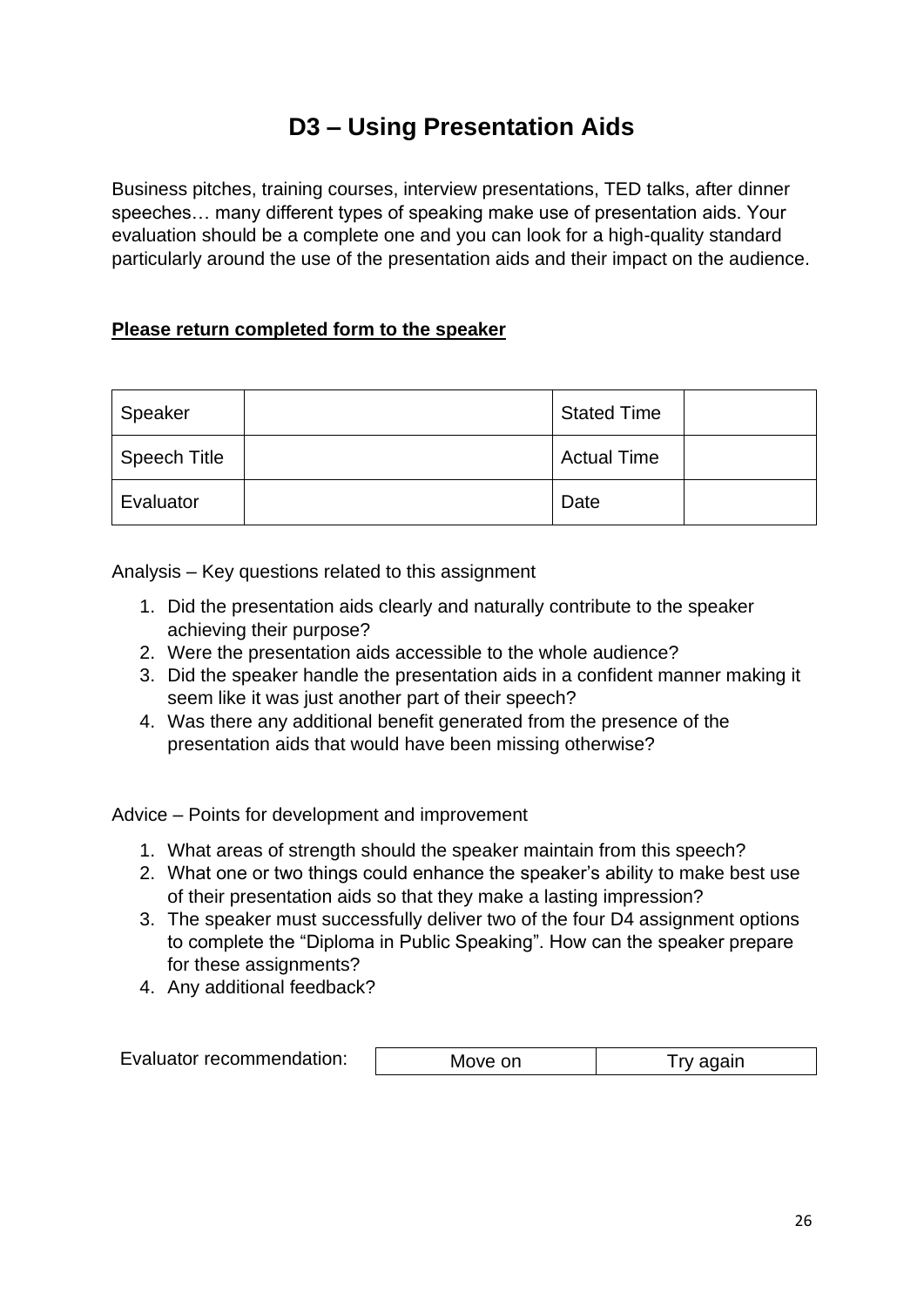# D3 – Using Presentation Aids

Business pitches, training courses, interview presentations, TED talks, after dinner speeches… many different types of speaking make use of presentation aids. Your evaluation should be a complete one and you can look for a high-quality standard particularly around the use of the presentation aids and their impact on the audience.

**Please return completed form to the speaker**

| Speaker | | Stated Time | |
|---|---|---|---|
| Speech Title | | Actual Time | |
| Evaluator | | Date | |

Analysis – Key questions related to this assignment

1. Did the presentation aids clearly and naturally contribute to the speaker achieving their purpose?
2. Were the presentation aids accessible to the whole audience?
3. Did the speaker handle the presentation aids in a confident manner making it seem like it was just another part of their speech?
4. Was there any additional benefit generated from the presence of the presentation aids that would have been missing otherwise?

Advice – Points for development and improvement

1. What areas of strength should the speaker maintain from this speech?
2. What one or two things could enhance the speaker's ability to make best use of their presentation aids so that they make a lasting impression?
3. The speaker must successfully deliver two of the four D4 assignment options to complete the "Diploma in Public Speaking". How can the speaker prepare for these assignments?
4. Any additional feedback?

| Evaluator recommendation: | Move on | Try again |
|---|---|---|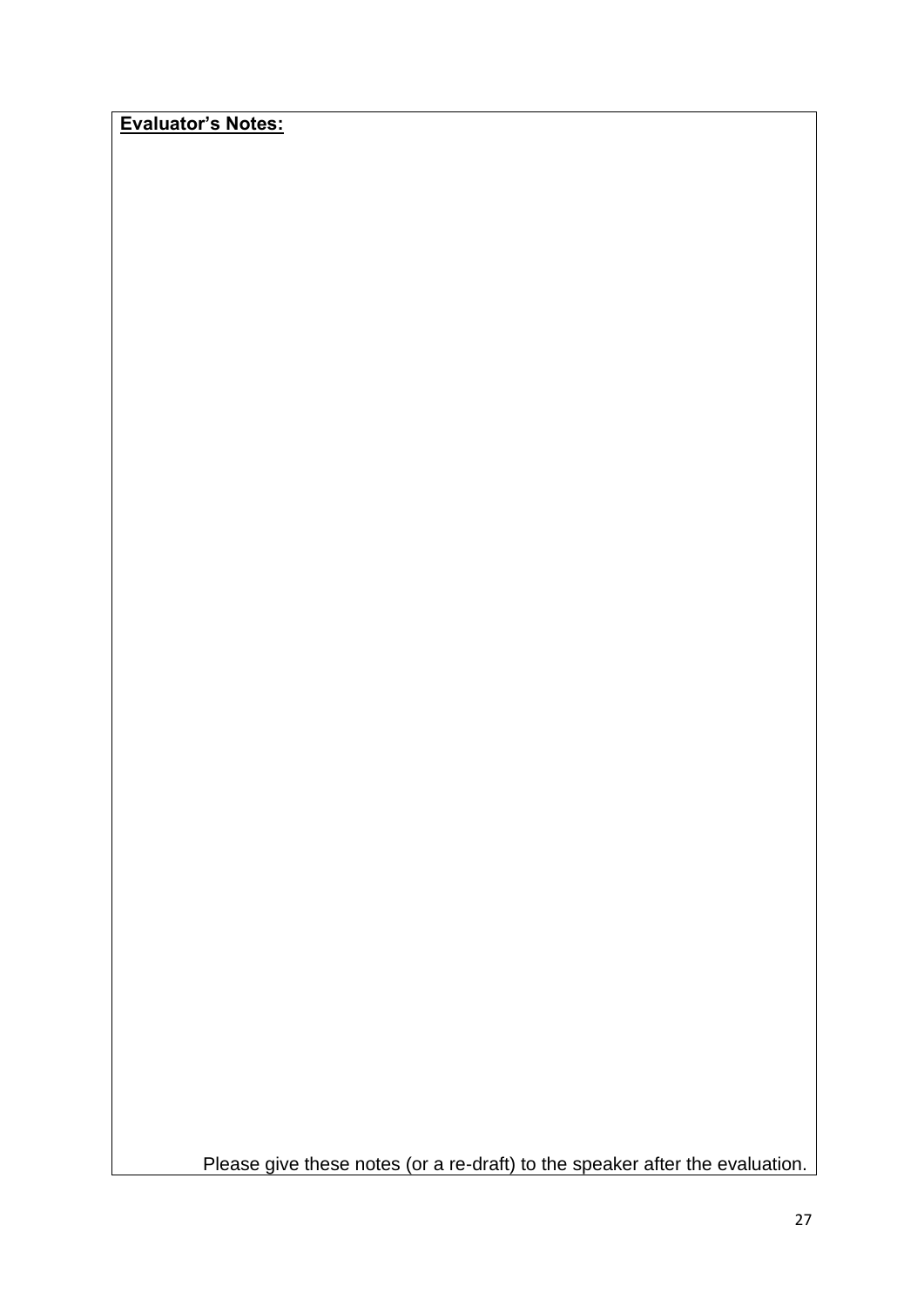**<u>Evaluator's Notes:</u>**

Please give these notes (or a re-draft) to the speaker after the evaluation.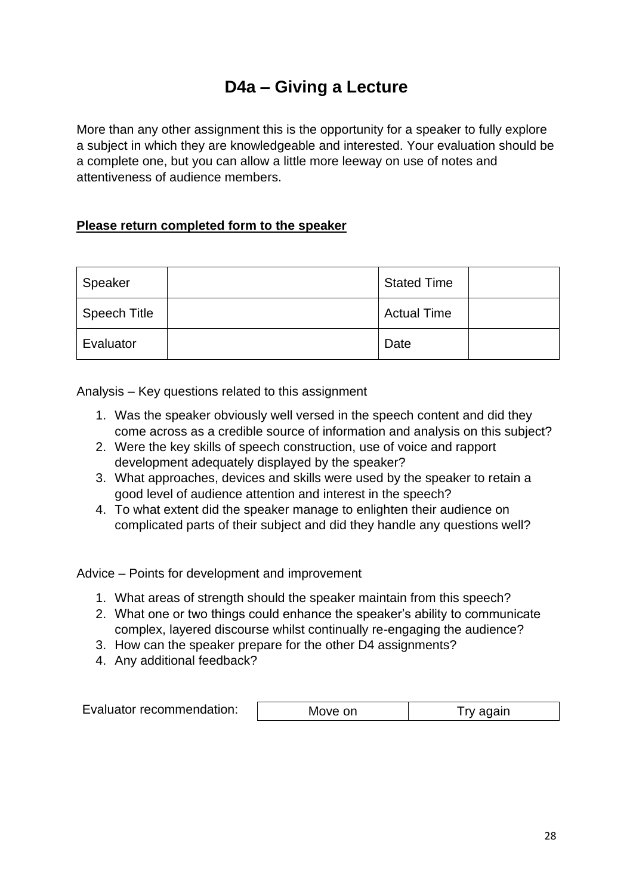# D4a – Giving a Lecture

More than any other assignment this is the opportunity for a speaker to fully explore a subject in which they are knowledgeable and interested. Your evaluation should be a complete one, but you can allow a little more leeway on use of notes and attentiveness of audience members.

**<u>Please return completed form to the speaker</u>**

| Speaker | | Stated Time | |
|---|---|---|---|
| Speech Title | | Actual Time | |
| Evaluator | | Date | |

Analysis – Key questions related to this assignment

1. Was the speaker obviously well versed in the speech content and did they come across as a credible source of information and analysis on this subject?
2. Were the key skills of speech construction, use of voice and rapport development adequately displayed by the speaker?
3. What approaches, devices and skills were used by the speaker to retain a good level of audience attention and interest in the speech?
4. To what extent did the speaker manage to enlighten their audience on complicated parts of their subject and did they handle any questions well?

Advice – Points for development and improvement

1. What areas of strength should the speaker maintain from this speech?
2. What one or two things could enhance the speaker's ability to communicate complex, layered discourse whilst continually re-engaging the audience?
3. How can the speaker prepare for the other D4 assignments?
4. Any additional feedback?

| Evaluator recommendation: | Move on | Try again |
|---|---|---|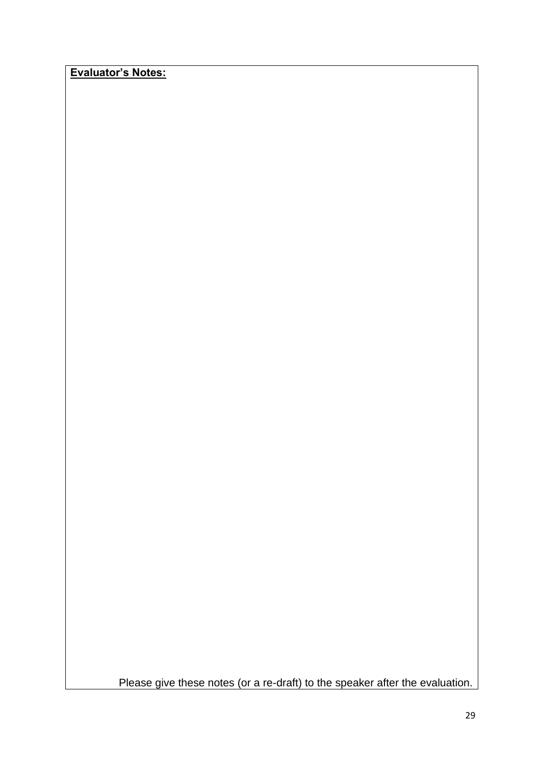**Evaluator's Notes:**

Please give these notes (or a re-draft) to the speaker after the evaluation.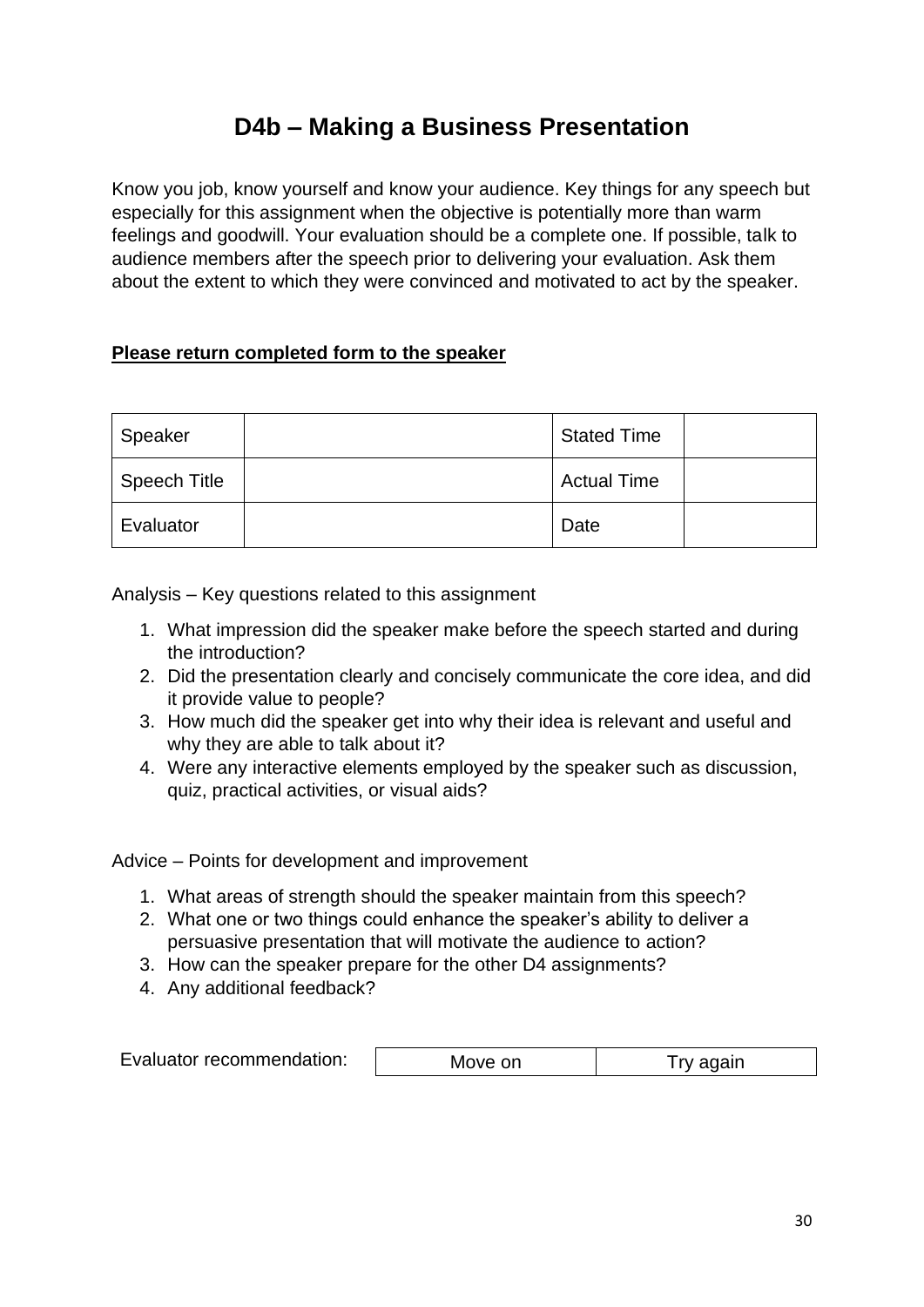# D4b – Making a Business Presentation

Know you job, know yourself and know your audience. Key things for any speech but especially for this assignment when the objective is potentially more than warm feelings and goodwill. Your evaluation should be a complete one. If possible, talk to audience members after the speech prior to delivering your evaluation. Ask them about the extent to which they were convinced and motivated to act by the speaker.

**Please return completed form to the speaker**

| Speaker | | Stated Time | |
|---|---|---|---|
| Speech Title | | Actual Time | |
| Evaluator | | Date | |

Analysis – Key questions related to this assignment

1. What impression did the speaker make before the speech started and during the introduction?
2. Did the presentation clearly and concisely communicate the core idea, and did it provide value to people?
3. How much did the speaker get into why their idea is relevant and useful and why they are able to talk about it?
4. Were any interactive elements employed by the speaker such as discussion, quiz, practical activities, or visual aids?

Advice – Points for development and improvement

1. What areas of strength should the speaker maintain from this speech?
2. What one or two things could enhance the speaker's ability to deliver a persuasive presentation that will motivate the audience to action?
3. How can the speaker prepare for the other D4 assignments?
4. Any additional feedback?

| Evaluator recommendation: | Move on | Try again |
|---|---|---|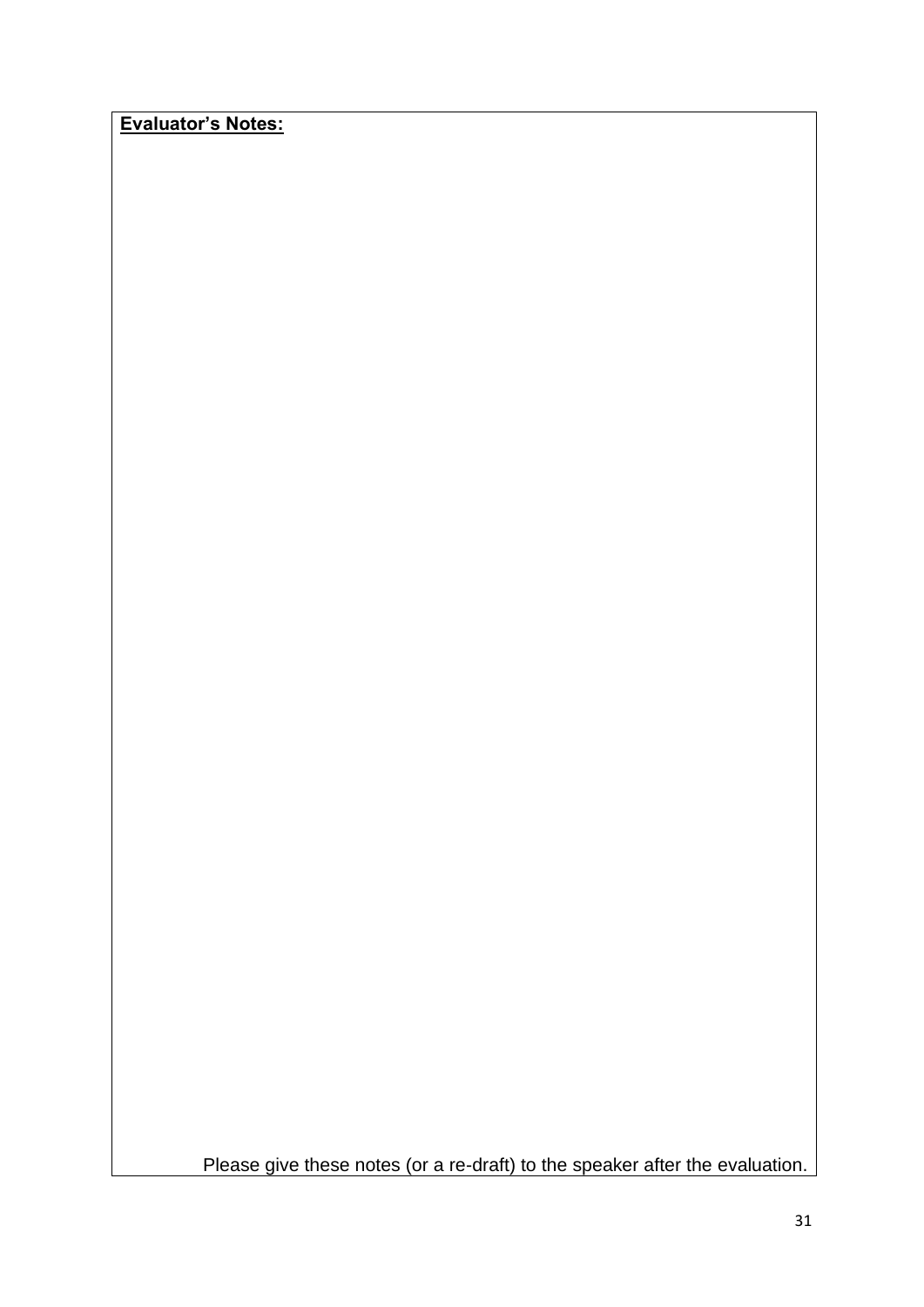**Evaluator's Notes:**

Please give these notes (or a re-draft) to the speaker after the evaluation.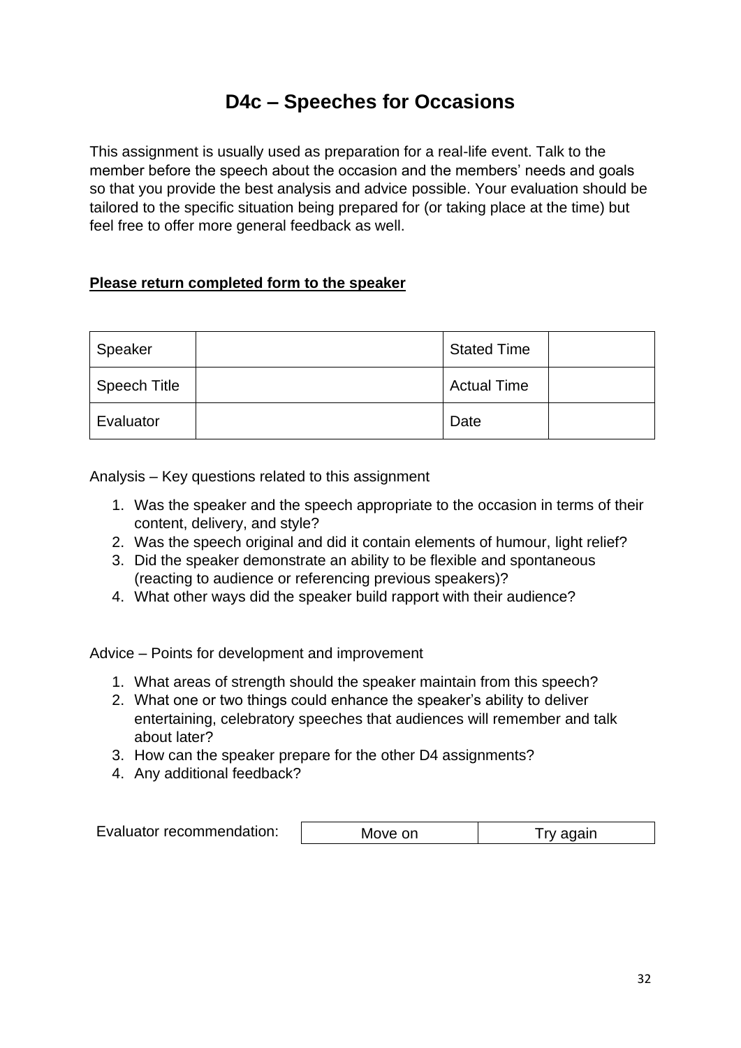# D4c – Speeches for Occasions

This assignment is usually used as preparation for a real-life event. Talk to the member before the speech about the occasion and the members' needs and goals so that you provide the best analysis and advice possible. Your evaluation should be tailored to the specific situation being prepared for (or taking place at the time) but feel free to offer more general feedback as well.

**Please return completed form to the speaker**

| Speaker | | Stated Time | |
|---|---|---|---|
| Speech Title | | Actual Time | |
| Evaluator | | Date | |

Analysis – Key questions related to this assignment

1. Was the speaker and the speech appropriate to the occasion in terms of their content, delivery, and style?
2. Was the speech original and did it contain elements of humour, light relief?
3. Did the speaker demonstrate an ability to be flexible and spontaneous (reacting to audience or referencing previous speakers)?
4. What other ways did the speaker build rapport with their audience?

Advice – Points for development and improvement

1. What areas of strength should the speaker maintain from this speech?
2. What one or two things could enhance the speaker's ability to deliver entertaining, celebratory speeches that audiences will remember and talk about later?
3. How can the speaker prepare for the other D4 assignments?
4. Any additional feedback?

| Evaluator recommendation: | Move on | Try again |
|---|---|---|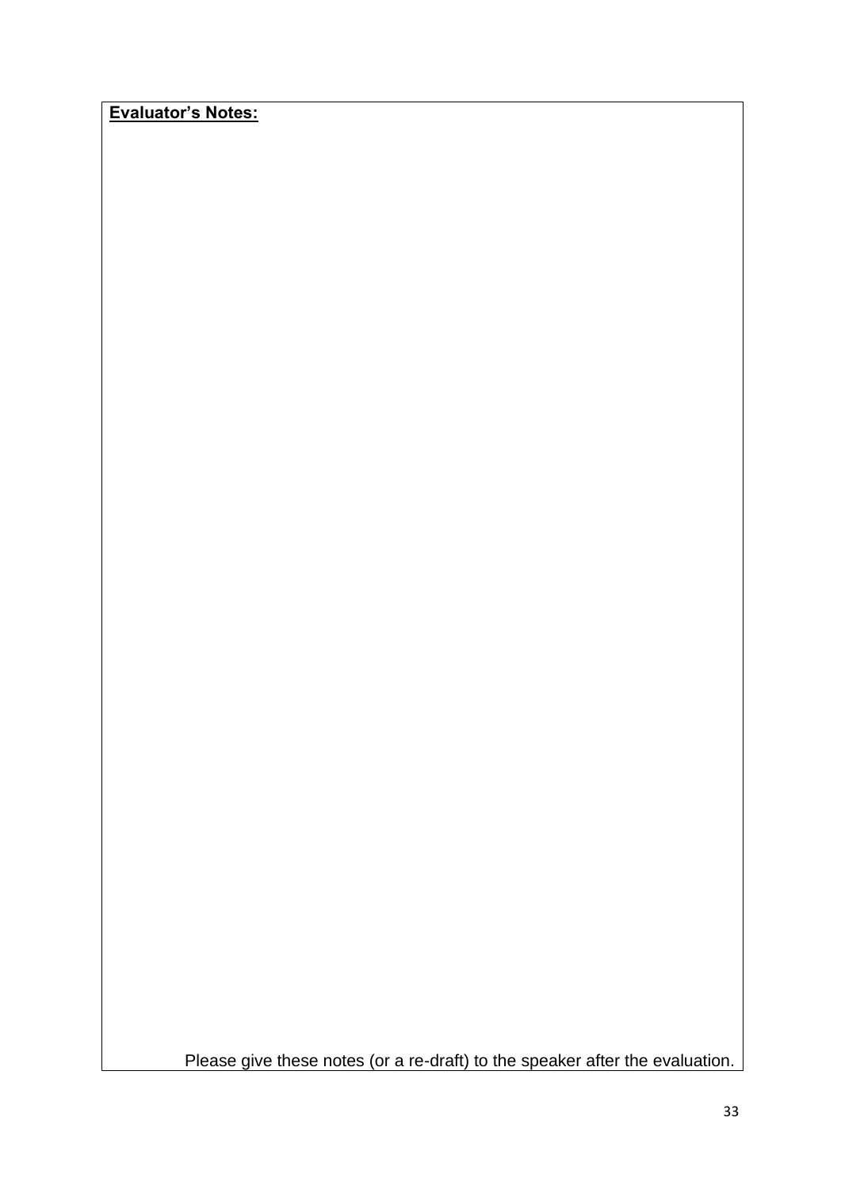**Evaluator's Notes:**

Please give these notes (or a re-draft) to the speaker after the evaluation.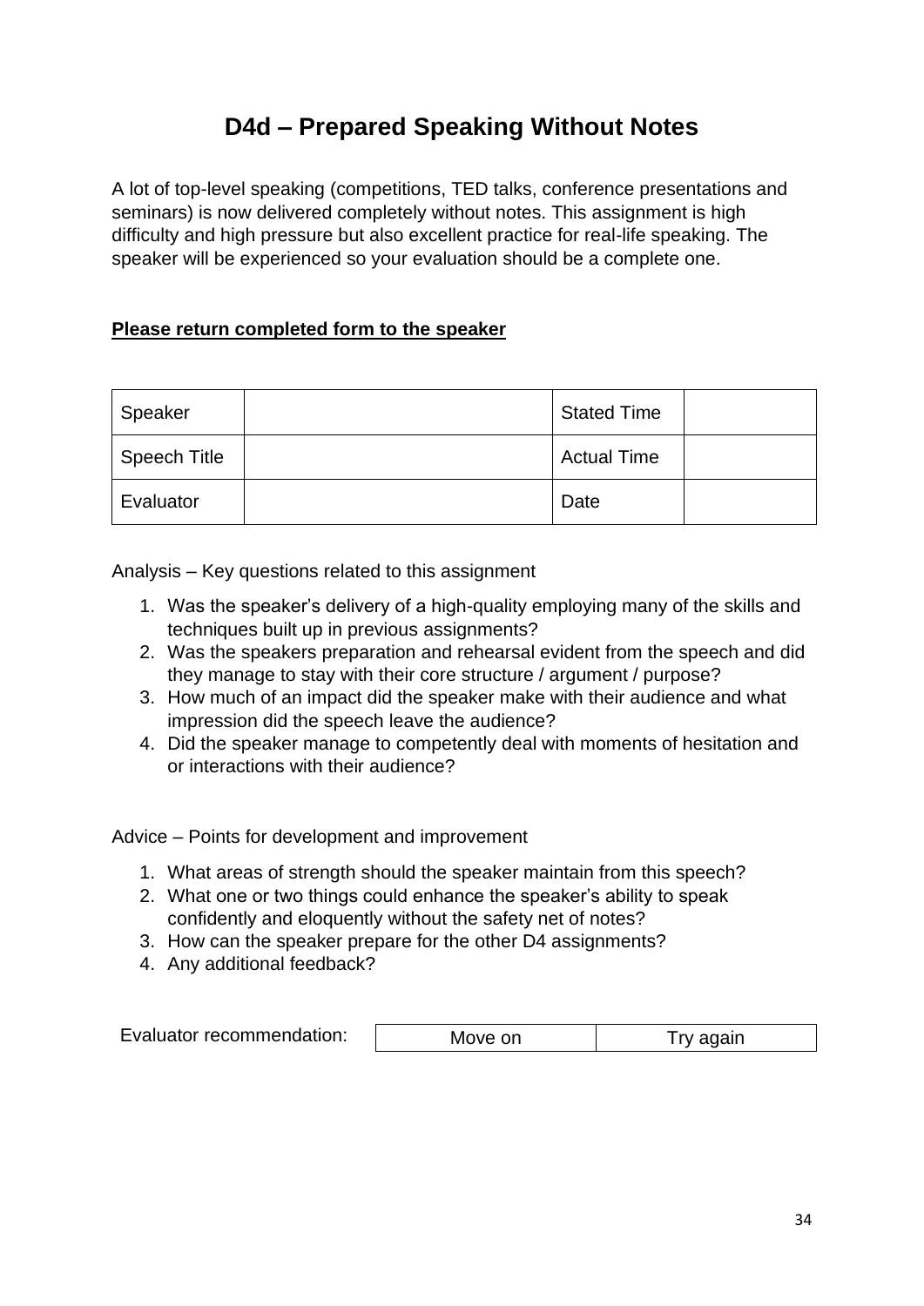# D4d – Prepared Speaking Without Notes

A lot of top-level speaking (competitions, TED talks, conference presentations and seminars) is now delivered completely without notes. This assignment is high difficulty and high pressure but also excellent practice for real-life speaking. The speaker will be experienced so your evaluation should be a complete one.

**<u>Please return completed form to the speaker</u>**

| | | | |
|---|---|---|---|
| Speaker | | Stated Time | |
| Speech Title | | Actual Time | |
| Evaluator | | Date | |

Analysis – Key questions related to this assignment

1. Was the speaker's delivery of a high-quality employing many of the skills and techniques built up in previous assignments?
2. Was the speakers preparation and rehearsal evident from the speech and did they manage to stay with their core structure / argument / purpose?
3. How much of an impact did the speaker make with their audience and what impression did the speech leave the audience?
4. Did the speaker manage to competently deal with moments of hesitation and or interactions with their audience?

Advice – Points for development and improvement

1. What areas of strength should the speaker maintain from this speech?
2. What one or two things could enhance the speaker's ability to speak confidently and eloquently without the safety net of notes?
3. How can the speaker prepare for the other D4 assignments?
4. Any additional feedback?

| Evaluator recommendation: | Move on | Try again |
|---|---|---|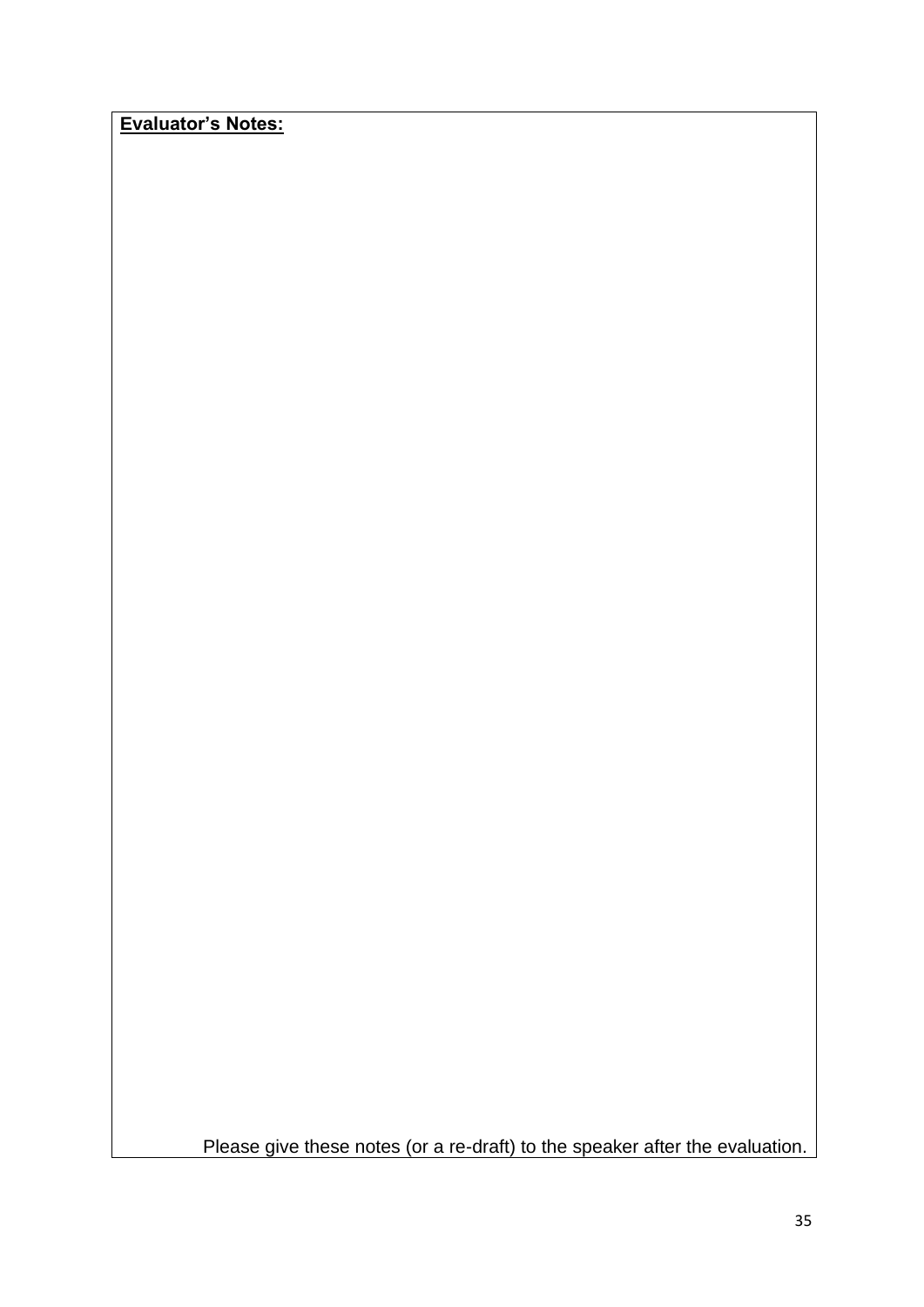**Evaluator's Notes:**

Please give these notes (or a re-draft) to the speaker after the evaluation.